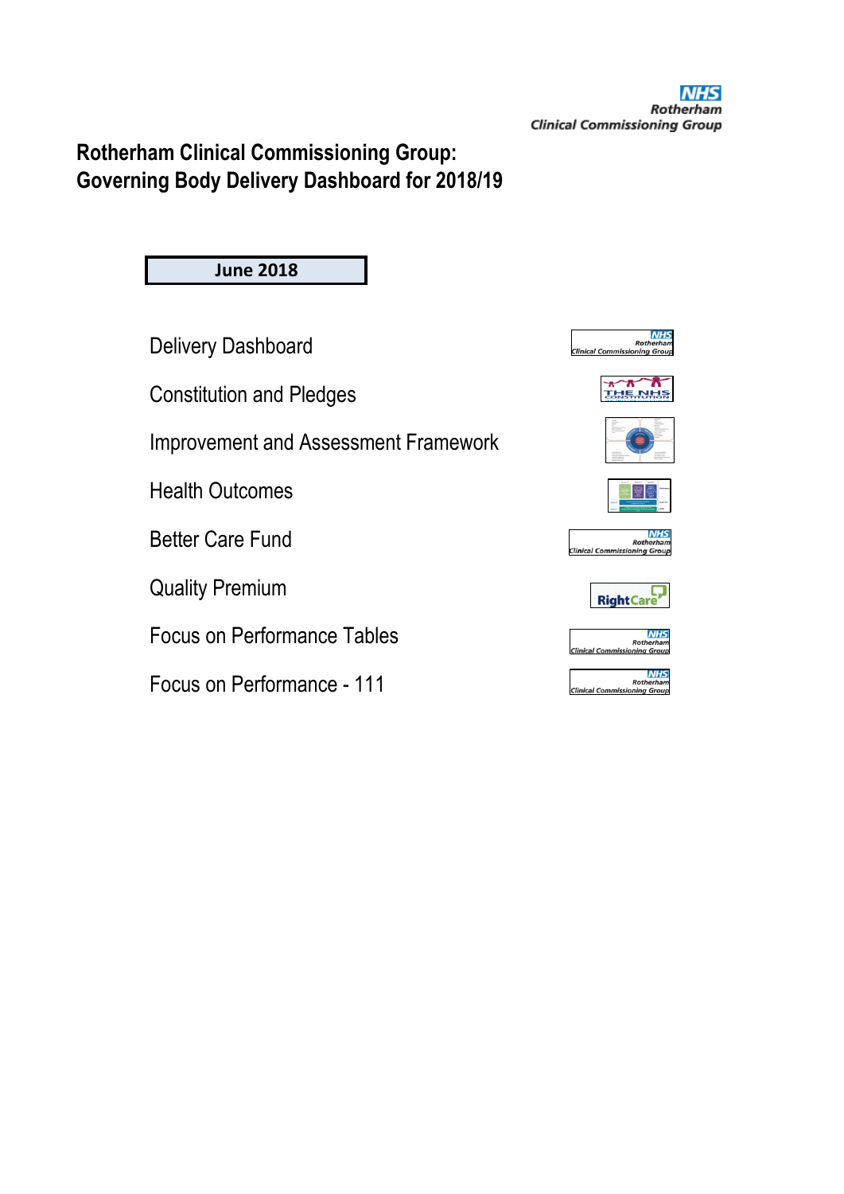NHS
Rotherham
Clinical Commissioning Group

# Rotherham Clinical Commissioning Group: Governing Body Delivery Dashboard for 2018/19

**June 2018**

- Delivery Dashboard
- Constitution and Pledges
- Improvement and Assessment Framework
- Health Outcomes
- Better Care Fund
- Quality Premium
- Focus on Performance Tables
- Focus on Performance - 111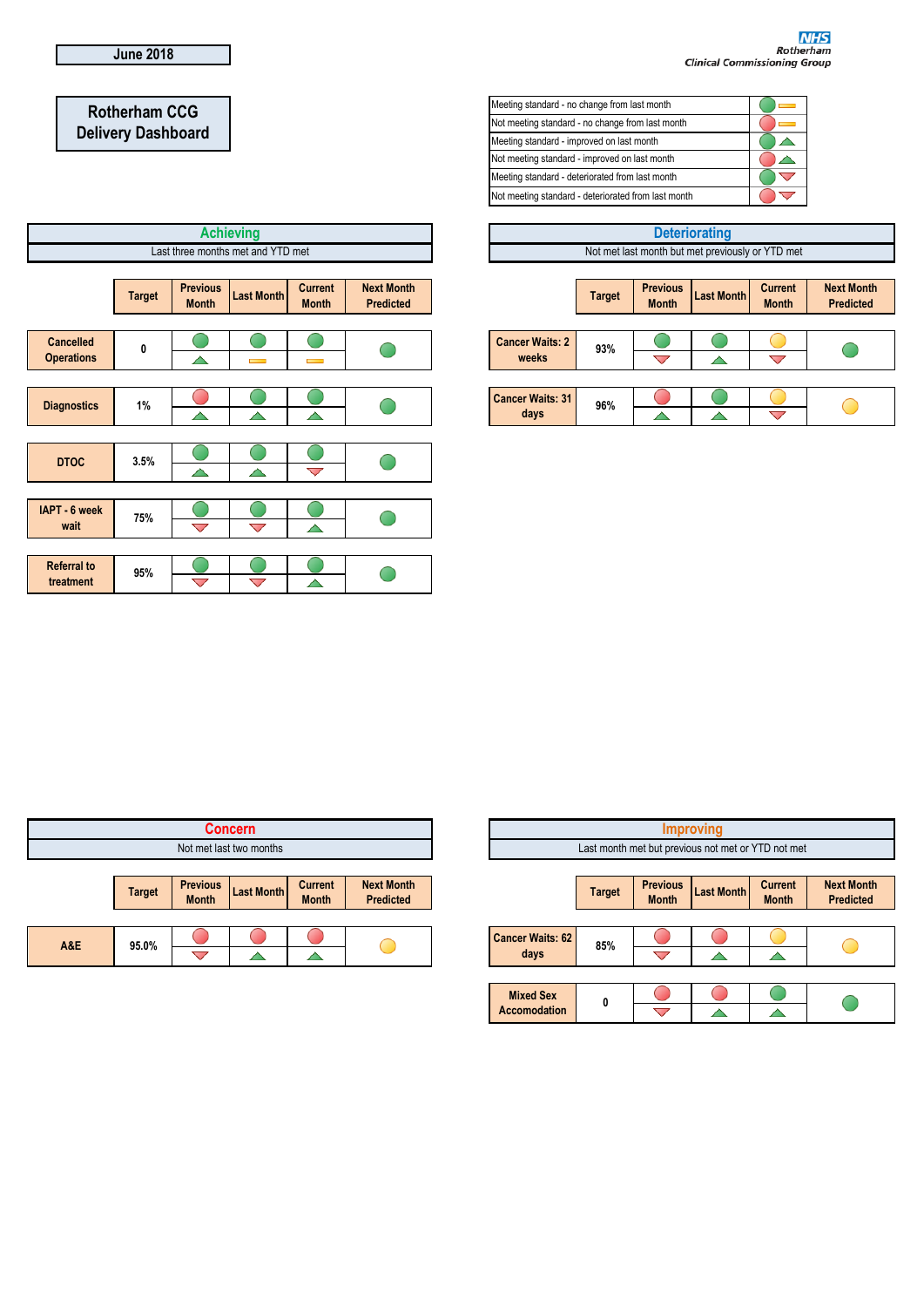June 2018

# Rotherham CCG Delivery Dashboard

NHS Rotherham Clinical Commissioning Group

| Key | |
|---|---|
| Meeting standard - no change from last month | Green circle, no change |
| Not meeting standard - no change from last month | Red circle, no change |
| Meeting standard - improved on last month | Green circle, up arrow |
| Not meeting standard - improved on last month | Red circle, up arrow |
| Meeting standard - deteriorated from last month | Green circle, down arrow |
| Not meeting standard - deteriorated from last month | Red circle, down arrow |

## Achieving

Last three months met and YTD met

| | Target | Previous Month | Last Month | Current Month | Next Month Predicted |
|---|---|---|---|---|---|
| Cancelled Operations | 0 | Green, improved | Green, no change | Green, no change | Green |
| Diagnostics | 1% | Red, improved | Green, improved | Green, improved | Green |
| DTOC | 3.5% | Green, improved | Green, improved | Green, deteriorated | Green |
| IAPT - 6 week wait | 75% | Green, deteriorated | Green, deteriorated | Green, improved | Green |
| Referral to treatment | 95% | Green, deteriorated | Green, deteriorated | Green, improved | Green |

## Deteriorating

Not met last month but met previously or YTD met

| | Target | Previous Month | Last Month | Current Month | Next Month Predicted |
|---|---|---|---|---|---|
| Cancer Waits: 2 weeks | 93% | Green, deteriorated | Green, improved | Amber, deteriorated | Green |
| Cancer Waits: 31 days | 96% | Red, improved | Green, improved | Amber, deteriorated | Amber |

## Concern

Not met last two months

| | Target | Previous Month | Last Month | Current Month | Next Month Predicted |
|---|---|---|---|---|---|
| A&E | 95.0% | Red, deteriorated | Red, improved | Red, improved | Amber |

## Improving

Last month met but previous not met or YTD not met

| | Target | Previous Month | Last Month | Current Month | Next Month Predicted |
|---|---|---|---|---|---|
| Cancer Waits: 62 days | 85% | Red, deteriorated | Red, improved | Amber, improved | Amber |
| Mixed Sex Accomodation | 0 | Red, deteriorated | Red, improved | Green, improved | Green |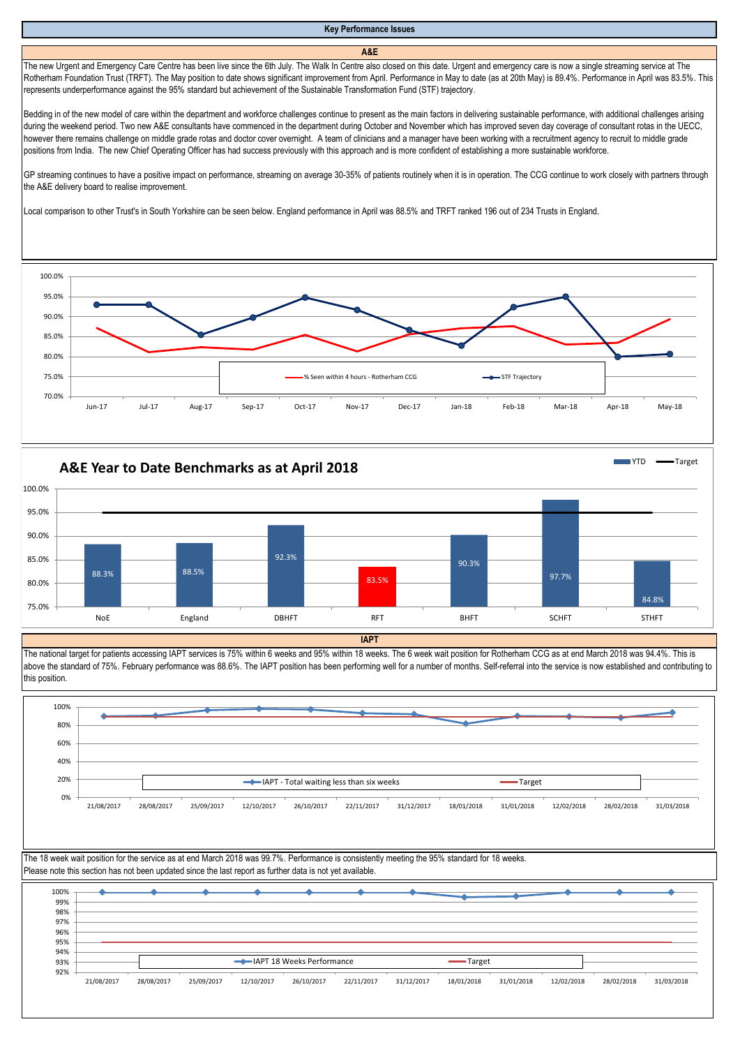# Key Performance Issues

## A&E

The new Urgent and Emergency Care Centre has been live since the 6th July. The Walk In Centre also closed on this date. Urgent and emergency care is now a single streaming service at The Rotherham Foundation Trust (TRFT). The May position to date shows significant improvement from April. Performance in May to date (as at 20th May) is 89.4%. Performance in April was 83.5%. This represents underperformance against the 95% standard but achievement of the Sustainable Transformation Fund (STF) trajectory.

Bedding in of the new model of care within the department and workforce challenges continue to present as the main factors in delivering sustainable performance, with additional challenges arising during the weekend period. Two new A&E consultants have commenced in the department during October and November which has improved seven day coverage of consultant rotas in the UECC, however there remains challenge on middle grade rotas and doctor cover overnight. A team of clinicians and a manager have been working with a recruitment agency to recruit to middle grade positions from India. The new Chief Operating Officer has had success previously with this approach and is more confident of establishing a more sustainable workforce.

GP streaming continues to have a positive impact on performance, streaming on average 30-35% of patients routinely when it is in operation. The CCG continue to work closely with partners through the A&E delivery board to realise improvement.

Local comparison to other Trust's in South Yorkshire can be seen below. England performance in April was 88.5% and TRFT ranked 196 out of 234 Trusts in England.

### A&E Year to Date Benchmarks as at April 2018

| | NoE | England | DBHFT | RFT | BHFT | SCHFT | STHFT |
|---|---|---|---|---|---|---|---|
| YTD | 88.3% | 88.5% | 92.3% | 83.5% | 90.3% | 97.7% | 84.8% |
| Target | 95% | 95% | 95% | 95% | 95% | 95% | 95% |

## IAPT

The national target for patients accessing IAPT services is 75% within 6 weeks and 95% within 18 weeks. The 6 week wait position for Rotherham CCG as at end March 2018 was 94.4%. This is above the standard of 75%. February performance was 88.6%. The IAPT position has been performing well for a number of months. Self-referral into the service is now established and contributing to this position.

The 18 week wait position for the service as at end March 2018 was 99.7%. Performance is consistently meeting the 95% standard for 18 weeks.
Please note this section has not been updated since the last report as further data is not yet available.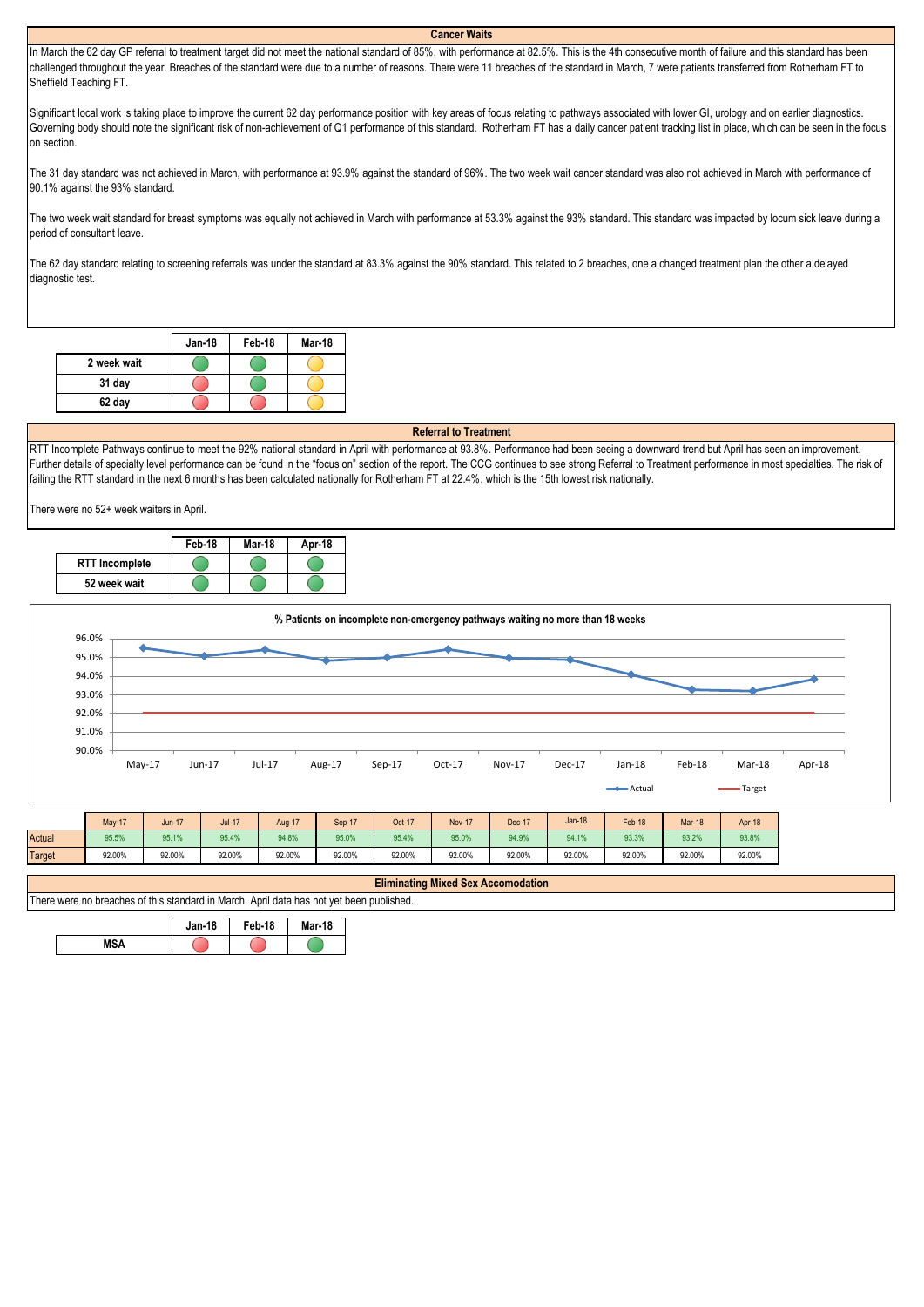## Cancer Waits

In March the 62 day GP referral to treatment target did not meet the national standard of 85%, with performance at 82.5%. This is the 4th consecutive month of failure and this standard has been challenged throughout the year. Breaches of the standard were due to a number of reasons. There were 11 breaches of the standard in March, 7 were patients transferred from Rotherham FT to Sheffield Teaching FT.

Significant local work is taking place to improve the current 62 day performance position with key areas of focus relating to pathways associated with lower GI, urology and on earlier diagnostics. Governing body should note the significant risk of non-achievement of Q1 performance of this standard. Rotherham FT has a daily cancer patient tracking list in place, which can be seen in the focus on section.

The 31 day standard was not achieved in March, with performance at 93.9% against the standard of 96%. The two week wait cancer standard was also not achieved in March with performance of 90.1% against the 93% standard.

The two week wait standard for breast symptoms was equally not achieved in March with performance at 53.3% against the 93% standard. This standard was impacted by locum sick leave during a period of consultant leave.

The 62 day standard relating to screening referrals was under the standard at 83.3% against the 90% standard. This related to 2 breaches, one a changed treatment plan the other a delayed diagnostic test.

| | Jan-18 | Feb-18 | Mar-18 |
|---|---|---|---|
| 2 week wait | Green | Green | Amber |
| 31 day | Red | Green | Amber |
| 62 day | Red | Red | Amber |

## Referral to Treatment

RTT Incomplete Pathways continue to meet the 92% national standard in April with performance at 93.8%. Performance had been seeing a downward trend but April has seen an improvement. Further details of specialty level performance can be found in the "focus on" section of the report. The CCG continues to see strong Referral to Treatment performance in most specialties. The risk of failing the RTT standard in the next 6 months has been calculated nationally for Rotherham FT at 22.4%, which is the 15th lowest risk nationally.

There were no 52+ week waiters in April.

| | Feb-18 | Mar-18 | Apr-18 |
|---|---|---|---|
| RTT Incomplete | Green | Green | Green |
| 52 week wait | Green | Green | Green |

**% Patients on incomplete non-emergency pathways waiting no more than 18 weeks**

| | May-17 | Jun-17 | Jul-17 | Aug-17 | Sep-17 | Oct-17 | Nov-17 | Dec-17 | Jan-18 | Feb-18 | Mar-18 | Apr-18 |
|---|---|---|---|---|---|---|---|---|---|---|---|---|
| Actual | 95.5% | 95.1% | 95.4% | 94.8% | 95.0% | 95.4% | 95.0% | 94.9% | 94.1% | 93.3% | 93.2% | 93.8% |
| Target | 92.00% | 92.00% | 92.00% | 92.00% | 92.00% | 92.00% | 92.00% | 92.00% | 92.00% | 92.00% | 92.00% | 92.00% |

## Eliminating Mixed Sex Accomodation

There were no breaches of this standard in March. April data has not yet been published.

| | Jan-18 | Feb-18 | Mar-18 |
|---|---|---|---|
| MSA | Red | Red | Green |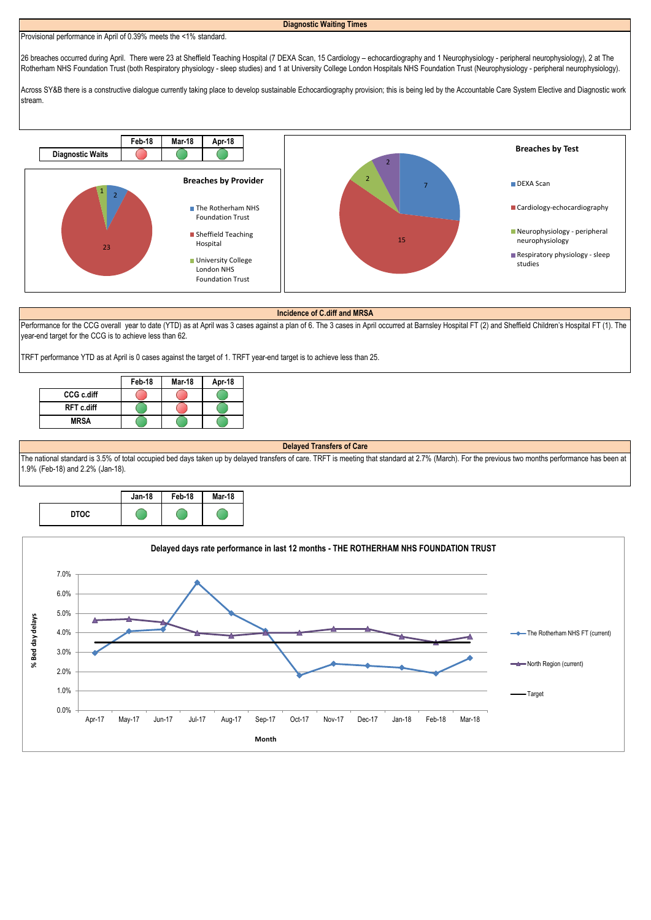## Diagnostic Waiting Times

Provisional performance in April of 0.39% meets the <1% standard.

26 breaches occurred during April. There were 23 at Sheffield Teaching Hospital (7 DEXA Scan, 15 Cardiology – echocardiography and 1 Neurophysiology - peripheral neurophysiology), 2 at The Rotherham NHS Foundation Trust (both Respiratory physiology - sleep studies) and 1 at University College London Hospitals NHS Foundation Trust (Neurophysiology - peripheral neurophysiology).

Across SY&B there is a constructive dialogue currently taking place to develop sustainable Echocardiography provision; this is being led by the Accountable Care System Elective and Diagnostic work stream.

| | Feb-18 | Mar-18 | Apr-18 |
|---|---|---|---|
| Diagnostic Waits | Red | Green | Green |

**Breaches by Provider**

- The Rotherham NHS Foundation Trust: 2
- Sheffield Teaching Hospital: 23
- University College London NHS Foundation Trust: 1

**Breaches by Test**

- DEXA Scan: 7
- Cardiology-echocardiography: 15
- Neurophysiology - peripheral neurophysiology: 2
- Respiratory physiology - sleep studies: 2

## Incidence of C.diff and MRSA

Performance for the CCG overall year to date (YTD) as at April was 3 cases against a plan of 6. The 3 cases in April occurred at Barnsley Hospital FT (2) and Sheffield Children's Hospital FT (1). The year-end target for the CCG is to achieve less than 62.

TRFT performance YTD as at April is 0 cases against the target of 1. TRFT year-end target is to achieve less than 25.

| | Feb-18 | Mar-18 | Apr-18 |
|---|---|---|---|
| CCG c.diff | Red | Red | Green |
| RFT c.diff | Green | Red | Green |
| MRSA | Green | Green | Green |

## Delayed Transfers of Care

The national standard is 3.5% of total occupied bed days taken up by delayed transfers of care. TRFT is meeting that standard at 2.7% (March). For the previous two months performance has been at 1.9% (Feb-18) and 2.2% (Jan-18).

| | Jan-18 | Feb-18 | Mar-18 |
|---|---|---|---|
| DTOC | Green | Green | Green |

**Delayed days rate performance in last 12 months - THE ROTHERHAM NHS FOUNDATION TRUST**

| Month | The Rotherham NHS FT (current) | North Region (current) | Target |
|---|---|---|---|
| Apr-17 | 3.0% | 4.6% | 3.5% |
| May-17 | 4.1% | 4.7% | 3.5% |
| Jun-17 | 4.2% | 4.5% | 3.5% |
| Jul-17 | 6.6% | 4.0% | 3.5% |
| Aug-17 | 5.0% | 3.9% | 3.5% |
| Sep-17 | 4.1% | 4.0% | 3.5% |
| Oct-17 | 1.8% | 4.0% | 3.5% |
| Nov-17 | 2.4% | 4.2% | 3.5% |
| Dec-17 | 2.3% | 4.2% | 3.5% |
| Jan-18 | 2.2% | 3.8% | 3.5% |
| Feb-18 | 1.9% | 3.5% | 3.5% |
| Mar-18 | 2.7% | 3.8% | 3.5% |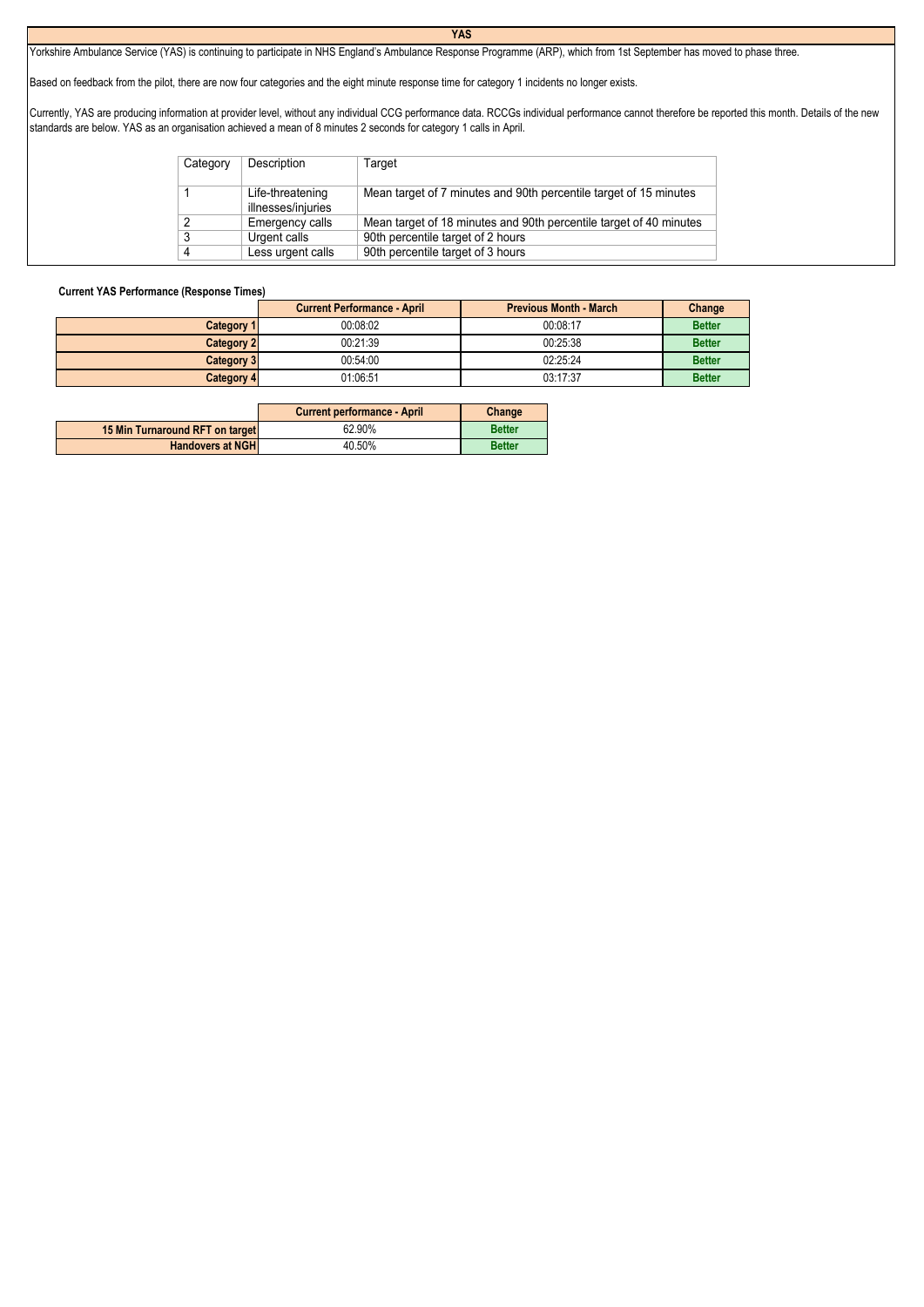# YAS

Yorkshire Ambulance Service (YAS) is continuing to participate in NHS England's Ambulance Response Programme (ARP), which from 1st September has moved to phase three.

Based on feedback from the pilot, there are now four categories and the eight minute response time for category 1 incidents no longer exists.

Currently, YAS are producing information at provider level, without any individual CCG performance data. RCCGs individual performance cannot therefore be reported this month. Details of the new standards are below. YAS as an organisation achieved a mean of 8 minutes 2 seconds for category 1 calls in April.

| Category | Description | Target |
|---|---|---|
| 1 | Life-threatening illnesses/injuries | Mean target of 7 minutes and 90th percentile target of 15 minutes |
| 2 | Emergency calls | Mean target of 18 minutes and 90th percentile target of 40 minutes |
| 3 | Urgent calls | 90th percentile target of 2 hours |
| 4 | Less urgent calls | 90th percentile target of 3 hours |

**Current YAS Performance (Response Times)**

| | Current Performance - April | Previous Month - March | Change |
|---|---|---|---|
| **Category 1** | 00:08:02 | 00:08:17 | **Better** |
| **Category 2** | 00:21:39 | 00:25:38 | **Better** |
| **Category 3** | 00:54:00 | 02:25:24 | **Better** |
| **Category 4** | 01:06:51 | 03:17:37 | **Better** |

| | Current performance - April | Change |
|---|---|---|
| **15 Min Turnaround RFT on target** | 62.90% | **Better** |
| **Handovers at NGH** | 40.50% | **Better** |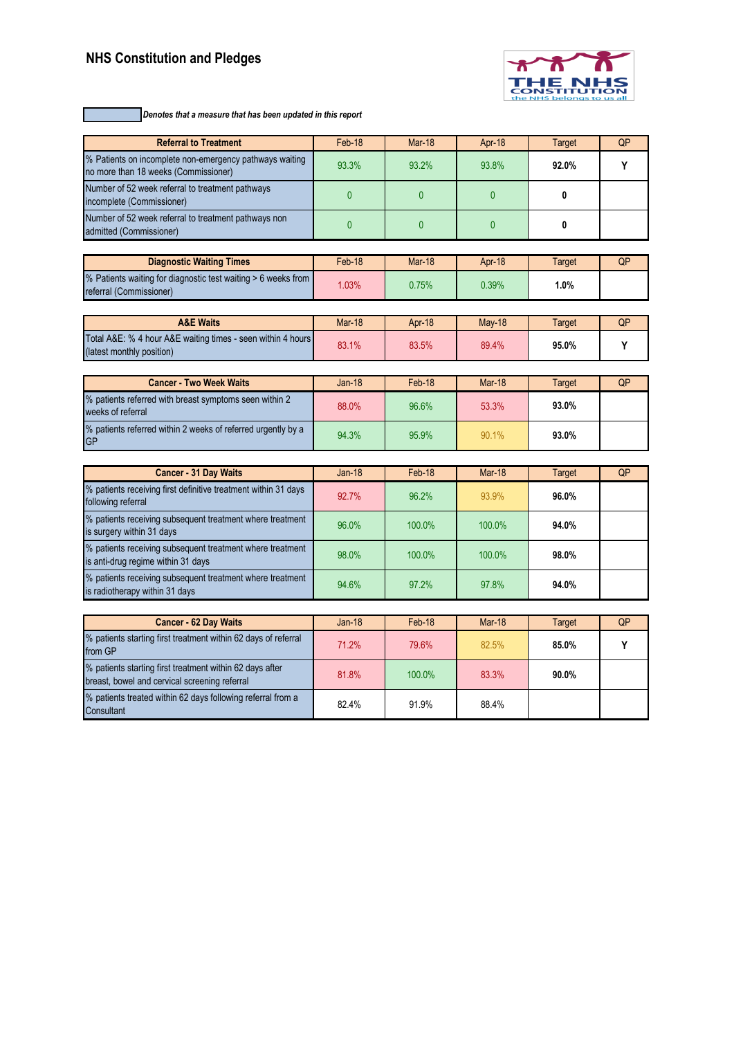# NHS Constitution and Pledges

*Denotes that a measure that has been updated in this report*

| Referral to Treatment | Feb-18 | Mar-18 | Apr-18 | Target | QP |
|---|---|---|---|---|---|
| % Patients on incomplete non-emergency pathways waiting no more than 18 weeks (Commissioner) | 93.3% | 93.2% | 93.8% | **92.0%** | **Y** |
| Number of 52 week referral to treatment pathways incomplete (Commissioner) | 0 | 0 | 0 | **0** | |
| Number of 52 week referral to treatment pathways non admitted (Commissioner) | 0 | 0 | 0 | **0** | |

| Diagnostic Waiting Times | Feb-18 | Mar-18 | Apr-18 | Target | QP |
|---|---|---|---|---|---|
| % Patients waiting for diagnostic test waiting > 6 weeks from referral (Commissioner) | 1.03% | 0.75% | 0.39% | **1.0%** | |

| A&E Waits | Mar-18 | Apr-18 | May-18 | Target | QP |
|---|---|---|---|---|---|
| Total A&E: % 4 hour A&E waiting times - seen within 4 hours (latest monthly position) | 83.1% | 83.5% | 89.4% | **95.0%** | **Y** |

| Cancer - Two Week Waits | Jan-18 | Feb-18 | Mar-18 | Target | QP |
|---|---|---|---|---|---|
| % patients referred with breast symptoms seen within 2 weeks of referral | 88.0% | 96.6% | 53.3% | **93.0%** | |
| % patients referred within 2 weeks of referred urgently by a GP | 94.3% | 95.9% | 90.1% | **93.0%** | |

| Cancer - 31 Day Waits | Jan-18 | Feb-18 | Mar-18 | Target | QP |
|---|---|---|---|---|---|
| % patients receiving first definitive treatment within 31 days following referral | 92.7% | 96.2% | 93.9% | **96.0%** | |
| % patients receiving subsequent treatment where treatment is surgery within 31 days | 96.0% | 100.0% | 100.0% | **94.0%** | |
| % patients receiving subsequent treatment where treatment is anti-drug regime within 31 days | 98.0% | 100.0% | 100.0% | **98.0%** | |
| % patients receiving subsequent treatment where treatment is radiotherapy within 31 days | 94.6% | 97.2% | 97.8% | **94.0%** | |

| Cancer - 62 Day Waits | Jan-18 | Feb-18 | Mar-18 | Target | QP |
|---|---|---|---|---|---|
| % patients starting first treatment within 62 days of referral from GP | 71.2% | 79.6% | 82.5% | **85.0%** | **Y** |
| % patients starting first treatment within 62 days after breast, bowel and cervical screening referral | 81.8% | 100.0% | 83.3% | **90.0%** | |
| % patients treated within 62 days following referral from a Consultant | 82.4% | 91.9% | 88.4% | | |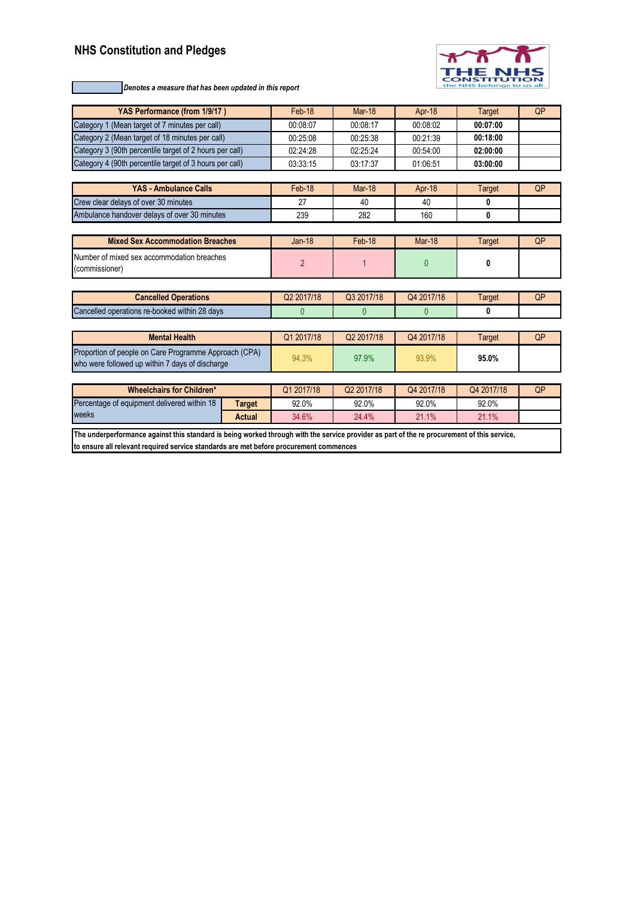## NHS Constitution and Pledges

*Denotes a measure that has been updated in this report*

| YAS Performance (from 1/9/17 ) | Feb-18 | Mar-18 | Apr-18 | Target | QP |
|---|---|---|---|---|---|
| Category 1 (Mean target of 7 minutes per call) | 00:08:07 | 00:08:17 | 00:08:02 | **00:07:00** | |
| Category 2 (Mean target of 18 minutes per call) | 00:25:08 | 00:25:38 | 00:21:39 | **00:18:00** | |
| Category 3 (90th percentile target of 2 hours per call) | 02:24:28 | 02:25:24 | 00:54:00 | **02:00:00** | |
| Category 4 (90th percentile target of 3 hours per call) | 03:33:15 | 03:17:37 | 01:06:51 | **03:00:00** | |

| YAS - Ambulance Calls | Feb-18 | Mar-18 | Apr-18 | Target | QP |
|---|---|---|---|---|---|
| Crew clear delays of over 30 minutes | 27 | 40 | 40 | **0** | |
| Ambulance handover delays of over 30 minutes | 239 | 282 | 160 | **0** | |

| Mixed Sex Accommodation Breaches | Jan-18 | Feb-18 | Mar-18 | Target | QP |
|---|---|---|---|---|---|
| Number of mixed sex accommodation breaches (commissioner) | 2 | 1 | 0 | **0** | |

| Cancelled Operations | Q2 2017/18 | Q3 2017/18 | Q4 2017/18 | Target | QP |
|---|---|---|---|---|---|
| Cancelled operations re-booked within 28 days | 0 | 0 | 0 | **0** | |

| Mental Health | Q1 2017/18 | Q2 2017/18 | Q4 2017/18 | Target | QP |
|---|---|---|---|---|---|
| Proportion of people on Care Programme Approach (CPA) who were followed up within 7 days of discharge | 94.3% | 97.9% | 93.9% | **95.0%** | |

| Wheelchairs for Children* | | Q1 2017/18 | Q2 2017/18 | Q4 2017/18 | Q4 2017/18 | QP |
|---|---|---|---|---|---|---|
| Percentage of equipment delivered within 18 weeks | **Target** | 92.0% | 92.0% | 92.0% | 92.0% | |
| | **Actual** | 34.6% | 24.4% | 21.1% | 21.1% | |

**The underperformance against this standard is being worked through with the service provider as part of the re procurement of this service, to ensure all relevant required service standards are met before procurement commences**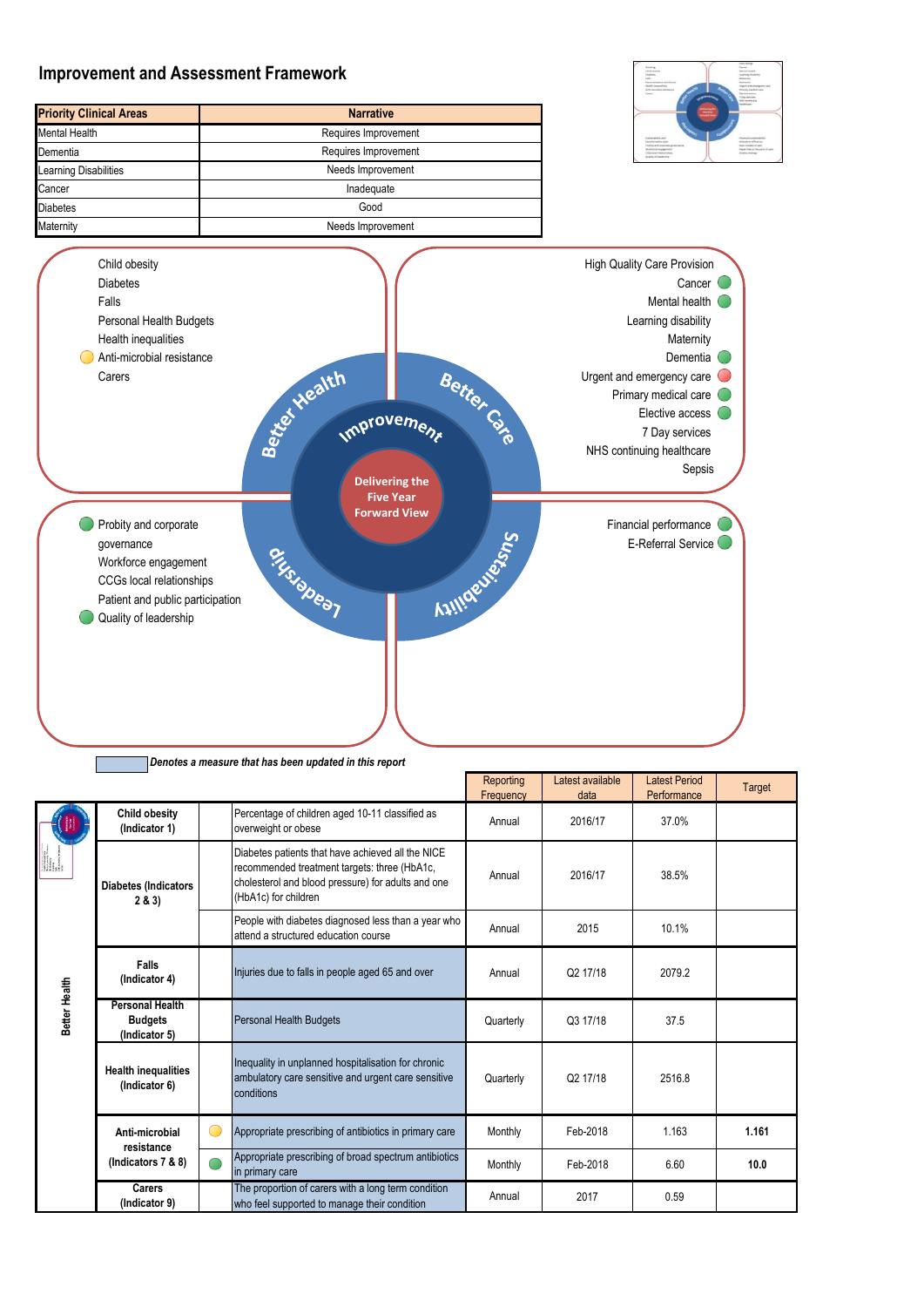# Improvement and Assessment Framework

| Priority Clinical Areas | Narrative |
|---|---|
| Mental Health | Requires Improvement |
| Dementia | Requires Improvement |
| Learning Disabilities | Needs Improvement |
| Cancer | Inadequate |
| Diabetes | Good |
| Maternity | Needs Improvement |

**Better Health**
- Child obesity
- Diabetes
- Falls
- Personal Health Budgets
- Health inequalities
- Anti-microbial resistance
- Carers

**Better Care**
- High Quality Care Provision
- Cancer
- Mental health
- Learning disability
- Maternity
- Dementia
- Urgent and emergency care
- Primary medical care
- Elective access
- 7 Day services
- NHS continuing healthcare
- Sepsis

**Leadership**
- Probity and corporate governance
- Workforce engagement
- CCGs local relationships
- Patient and public participation
- Quality of leadership

**Sustainability**
- Financial performance
- E-Referral Service

Improvement — Delivering the Five Year Forward View

*Denotes a measure that has been updated in this report*

| | Indicator | | Measure | Reporting Frequency | Latest available data | Latest Period Performance | Target |
|---|---|---|---|---|---|---|---|
| Better Health | Child obesity (Indicator 1) | | Percentage of children aged 10-11 classified as overweight or obese | Annual | 2016/17 | 37.0% | |
| | Diabetes (Indicators 2 & 3) | | Diabetes patients that have achieved all the NICE recommended treatment targets: three (HbA1c, cholesterol and blood pressure) for adults and one (HbA1c) for children | Annual | 2016/17 | 38.5% | |
| | | | People with diabetes diagnosed less than a year who attend a structured education course | Annual | 2015 | 10.1% | |
| | Falls (Indicator 4) | | Injuries due to falls in people aged 65 and over | Annual | Q2 17/18 | 2079.2 | |
| | Personal Health Budgets (Indicator 5) | | Personal Health Budgets | Quarterly | Q3 17/18 | 37.5 | |
| | Health inequalities (Indicator 6) | | Inequality in unplanned hospitalisation for chronic ambulatory care sensitive and urgent care sensitive conditions | Quarterly | Q2 17/18 | 2516.8 | |
| | Anti-microbial resistance (Indicators 7 & 8) | | Appropriate prescribing of antibiotics in primary care | Monthly | Feb-2018 | 1.163 | **1.161** |
| | | | Appropriate prescribing of broad spectrum antibiotics in primary care | Monthly | Feb-2018 | 6.60 | **10.0** |
| | Carers (Indicator 9) | | The proportion of carers with a long term condition who feel supported to manage their condition | Annual | 2017 | 0.59 | |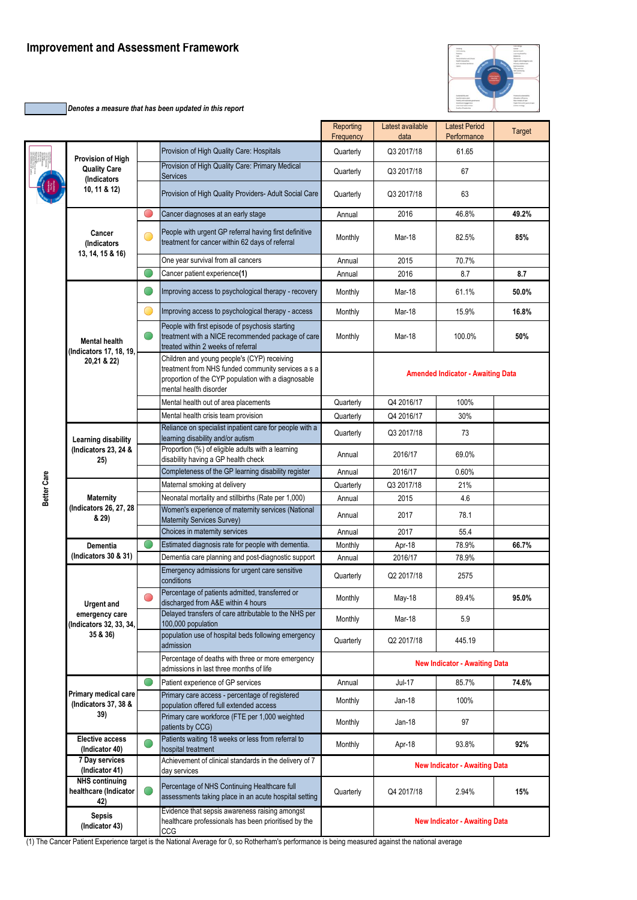# Improvement and Assessment Framework

*Denotes a measure that has been updated in this report*

| | | | | Reporting Frequency | Latest available data | Latest Period Performance | Target |
|---|---|---|---|---|---|---|---|
| Better Care | Provision of High Quality Care (Indicators 10, 11 & 12) | | Provision of High Quality Care: Hospitals | Quarterly | Q3 2017/18 | 61.65 | |
| | | | Provision of High Quality Care: Primary Medical Services | Quarterly | Q3 2017/18 | 67 | |
| | | | Provision of High Quality Providers- Adult Social Care | Quarterly | Q3 2017/18 | 63 | |
| | Cancer (Indicators 13, 14, 15 & 16) | Red | Cancer diagnoses at an early stage | Annual | 2016 | 46.8% | 49.2% |
| | | Amber | People with urgent GP referral having first definitive treatment for cancer within 62 days of referral | Monthly | Mar-18 | 82.5% | 85% |
| | | | One year survival from all cancers | Annual | 2015 | 70.7% | |
| | | Green | Cancer patient experience(1) | Annual | 2016 | 8.7 | 8.7 |
| | Mental health (Indicators 17, 18, 19, 20,21 & 22) | Green | Improving access to psychological therapy - recovery | Monthly | Mar-18 | 61.1% | 50.0% |
| | | Amber | Improving access to psychological therapy - access | Monthly | Mar-18 | 15.9% | 16.8% |
| | | Green | People with first episode of psychosis starting treatment with a NICE recommended package of care treated within 2 weeks of referral | Monthly | Mar-18 | 100.0% | 50% |
| | | | Children and young people's (CYP) receiving treatment from NHS funded community services a s a proportion of the CYP population with a diagnosable mental health disorder | | Amended Indicator - Awaiting Data | | |
| | | | Mental health out of area placements | Quarterly | Q4 2016/17 | 100% | |
| | | | Mental health crisis team provision | Quarterly | Q4 2016/17 | 30% | |
| | Learning disability (Indicators 23, 24 & 25) | | Reliance on specialist inpatient care for people with a learning disability and/or autism | Quarterly | Q3 2017/18 | 73 | |
| | | | Proportion (%) of eligible adults with a learning disability having a GP health check | Annual | 2016/17 | 69.0% | |
| | | | Completeness of the GP learning disability register | Annual | 2016/17 | 0.60% | |
| | Maternity (Indicators 26, 27, 28 & 29) | | Maternal smoking at delivery | Quarterly | Q3 2017/18 | 21% | |
| | | | Neonatal mortality and stillbirths (Rate per 1,000) | Annual | 2015 | 4.6 | |
| | | | Women's experience of maternity services (National Maternity Services Survey) | Annual | 2017 | 78.1 | |
| | | | Choices in maternity services | Annual | 2017 | 55.4 | |
| | Dementia (Indicators 30 & 31) | Green | Estimated diagnosis rate for people with dementia. | Monthly | Apr-18 | 78.9% | 66.7% |
| | | | Dementia care planning and post-diagnostic support | Annual | 2016/17 | 78.9% | |
| | Urgent and emergency care (Indicators 32, 33, 34, 35 & 36) | | Emergency admissions for urgent care sensitive conditions | Quarterly | Q2 2017/18 | 2575 | |
| | | Red | Percentage of patients admitted, transferred or discharged from A&E within 4 hours | Monthly | May-18 | 89.4% | 95.0% |
| | | | Delayed transfers of care attributable to the NHS per 100,000 population | Monthly | Mar-18 | 5.9 | |
| | | | population use of hospital beds following emergency admission | Quarterly | Q2 2017/18 | 445.19 | |
| | | | Percentage of deaths with three or more emergency admissions in last three months of life | | New Indicator - Awaiting Data | | |
| | Primary medical care (Indicators 37, 38 & 39) | Green | Patient experience of GP services | Annual | Jul-17 | 85.7% | 74.6% |
| | | | Primary care access - percentage of registered population offered full extended access | Monthly | Jan-18 | 100% | |
| | | | Primary care workforce (FTE per 1,000 weighted patients by CCG) | Monthly | Jan-18 | 97 | |
| | Elective access (Indicator 40) | Green | Patients waiting 18 weeks or less from referral to hospital treatment | Monthly | Apr-18 | 93.8% | 92% |
| | 7 Day services (Indicator 41) | | Achievement of clinical standards in the delivery of 7 day services | | New Indicator - Awaiting Data | | |
| | NHS continuing healthcare (Indicator 42) | Green | Percentage of NHS Continuing Healthcare full assessments taking place in an acute hospital setting | Quarterly | Q4 2017/18 | 2.94% | 15% |
| | Sepsis (Indicator 43) | | Evidence that sepsis awareness raising amongst healthcare professionals has been prioritised by the CCG | | New Indicator - Awaiting Data | | |

(1) The Cancer Patient Experience target is the National Average for 0, so Rotherham's performance is being measured against the national average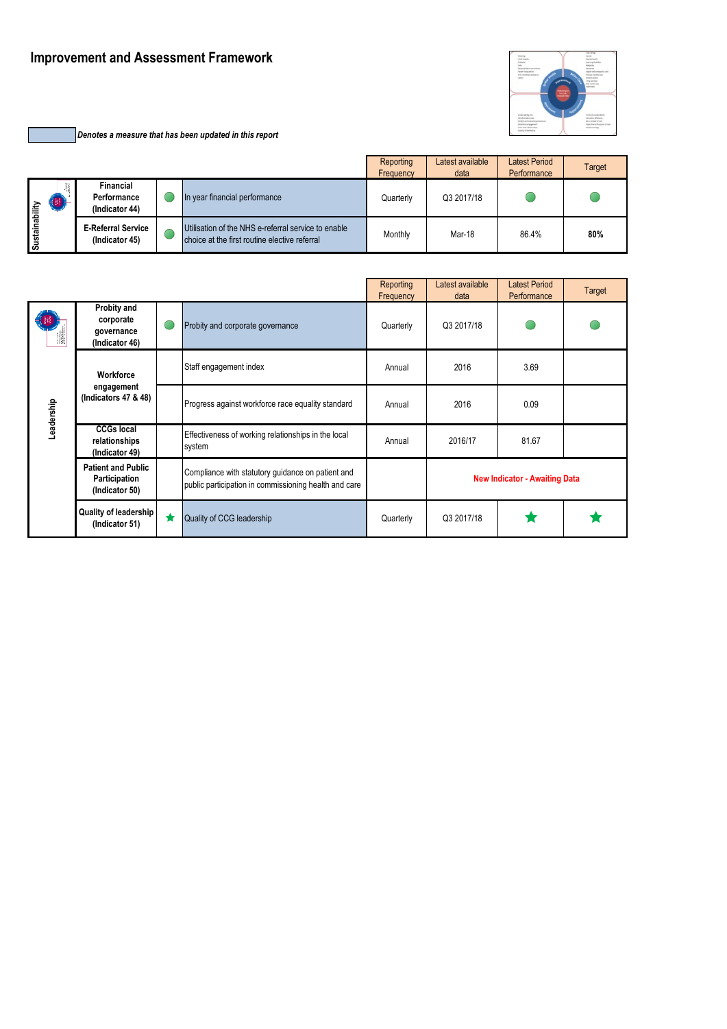# Improvement and Assessment Framework

*Denotes a measure that has been updated in this report*

| | | | | Reporting Frequency | Latest available data | Latest Period Performance | Target |
|---|---|---|---|---|---|---|---|
| Sustainability | Financial Performance (Indicator 44) | ● | In year financial performance | Quarterly | Q3 2017/18 | ● | ● |
| | E-Referral Service (Indicator 45) | ● | Utilisation of the NHS e-referral service to enable choice at the first routine elective referral | Monthly | Mar-18 | 86.4% | **80%** |

| | | | | Reporting Frequency | Latest available data | Latest Period Performance | Target |
|---|---|---|---|---|---|---|---|
| Leadership | Probity and corporate governance (Indicator 46) | ● | Probity and corporate governance | Quarterly | Q3 2017/18 | ● | ● |
| | Workforce engagement (Indicators 47 & 48) | | Staff engagement index | Annual | 2016 | 3.69 | |
| | | | Progress against workforce race equality standard | Annual | 2016 | 0.09 | |
| | CCGs local relationships (Indicator 49) | | Effectiveness of working relationships in the local system | Annual | 2016/17 | 81.67 | |
| | Patient and Public Participation (Indicator 50) | | Compliance with statutory guidance on patient and public participation in commissioning health and care | | New Indicator - Awaiting Data | | |
| | Quality of leadership (Indicator 51) | ★ | Quality of CCG leadership | Quarterly | Q3 2017/18 | ★ | ★ |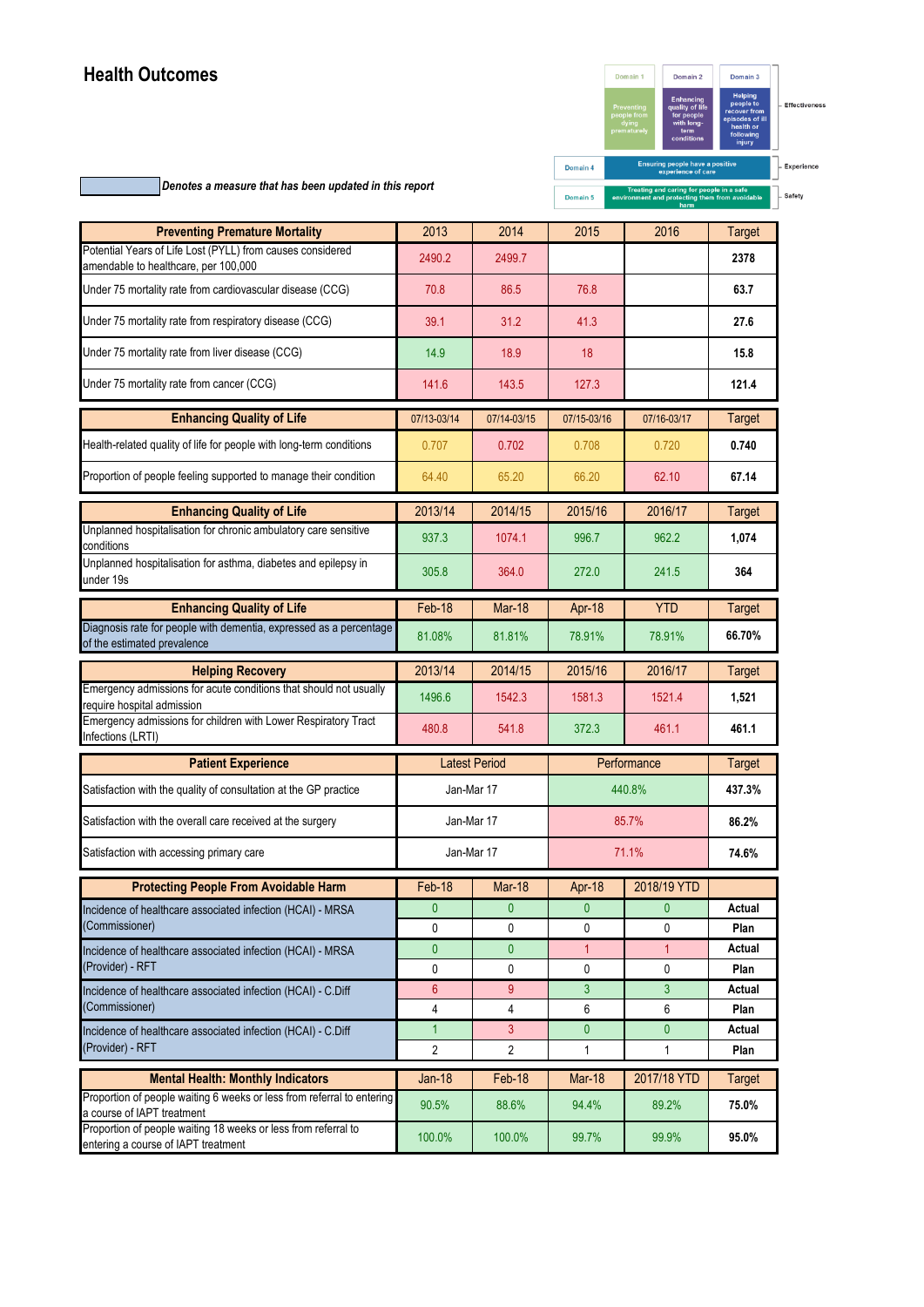# Health Outcomes

| Domain 1 | Domain 2 | Domain 3 | |
|---|---|---|---|
| Preventing people from dying prematurely | Enhancing quality of life for people with long-term conditions | Helping people to recover from episodes of ill health or following injury | Effectiveness |
| Domain 4 | Ensuring people have a positive experience of care | | Experience |
| Domain 5 | Treating and caring for people in a safe environment and protecting them from avoidable harm | | Safety |

*Denotes a measure that has been updated in this report*

| Preventing Premature Mortality | 2013 | 2014 | 2015 | 2016 | Target |
|---|---|---|---|---|---|
| Potential Years of Life Lost (PYLL) from causes considered amendable to healthcare, per 100,000 | 2490.2 | 2499.7 | | | **2378** |
| Under 75 mortality rate from cardiovascular disease (CCG) | 70.8 | 86.5 | 76.8 | | **63.7** |
| Under 75 mortality rate from respiratory disease (CCG) | 39.1 | 31.2 | 41.3 | | **27.6** |
| Under 75 mortality rate from liver disease (CCG) | 14.9 | 18.9 | 18 | | **15.8** |
| Under 75 mortality rate from cancer (CCG) | 141.6 | 143.5 | 127.3 | | **121.4** |

| Enhancing Quality of Life | 07/13-03/14 | 07/14-03/15 | 07/15-03/16 | 07/16-03/17 | Target |
|---|---|---|---|---|---|
| Health-related quality of life for people with long-term conditions | 0.707 | 0.702 | 0.708 | 0.720 | **0.740** |
| Proportion of people feeling supported to manage their condition | 64.40 | 65.20 | 66.20 | 62.10 | **67.14** |

| Enhancing Quality of Life | 2013/14 | 2014/15 | 2015/16 | 2016/17 | Target |
|---|---|---|---|---|---|
| Unplanned hospitalisation for chronic ambulatory care sensitive conditions | 937.3 | 1074.1 | 996.7 | 962.2 | **1,074** |
| Unplanned hospitalisation for asthma, diabetes and epilepsy in under 19s | 305.8 | 364.0 | 272.0 | 241.5 | **364** |

| Enhancing Quality of Life | Feb-18 | Mar-18 | Apr-18 | YTD | Target |
|---|---|---|---|---|---|
| Diagnosis rate for people with dementia, expressed as a percentage of the estimated prevalence | 81.08% | 81.81% | 78.91% | 78.91% | **66.70%** |

| Helping Recovery | 2013/14 | 2014/15 | 2015/16 | 2016/17 | Target |
|---|---|---|---|---|---|
| Emergency admissions for acute conditions that should not usually require hospital admission | 1496.6 | 1542.3 | 1581.3 | 1521.4 | **1,521** |
| Emergency admissions for children with Lower Respiratory Tract Infections (LRTI) | 480.8 | 541.8 | 372.3 | 461.1 | **461.1** |

| Patient Experience | Latest Period | Performance | Target |
|---|---|---|---|
| Satisfaction with the quality of consultation at the GP practice | Jan-Mar 17 | 440.8% | **437.3%** |
| Satisfaction with the overall care received at the surgery | Jan-Mar 17 | 85.7% | **86.2%** |
| Satisfaction with accessing primary care | Jan-Mar 17 | 71.1% | **74.6%** |

| Protecting People From Avoidable Harm | Feb-18 | Mar-18 | Apr-18 | 2018/19 YTD | |
|---|---|---|---|---|---|
| Incidence of healthcare associated infection (HCAI) - MRSA (Commissioner) | 0 | 0 | 0 | 0 | **Actual** |
| | 0 | 0 | 0 | 0 | **Plan** |
| Incidence of healthcare associated infection (HCAI) - MRSA (Provider) - RFT | 0 | 0 | 1 | 1 | **Actual** |
| | 0 | 0 | 0 | 0 | **Plan** |
| Incidence of healthcare associated infection (HCAI) - C.Diff (Commissioner) | 6 | 9 | 3 | 3 | **Actual** |
| | 4 | 4 | 6 | 6 | **Plan** |
| Incidence of healthcare associated infection (HCAI) - C.Diff (Provider) - RFT | 1 | 3 | 0 | 0 | **Actual** |
| | 2 | 2 | 1 | 1 | **Plan** |

| Mental Health: Monthly Indicators | Jan-18 | Feb-18 | Mar-18 | 2017/18 YTD | Target |
|---|---|---|---|---|---|
| Proportion of people waiting 6 weeks or less from referral to entering a course of IAPT treatment | 90.5% | 88.6% | 94.4% | 89.2% | **75.0%** |
| Proportion of people waiting 18 weeks or less from referral to entering a course of IAPT treatment | 100.0% | 100.0% | 99.7% | 99.9% | **95.0%** |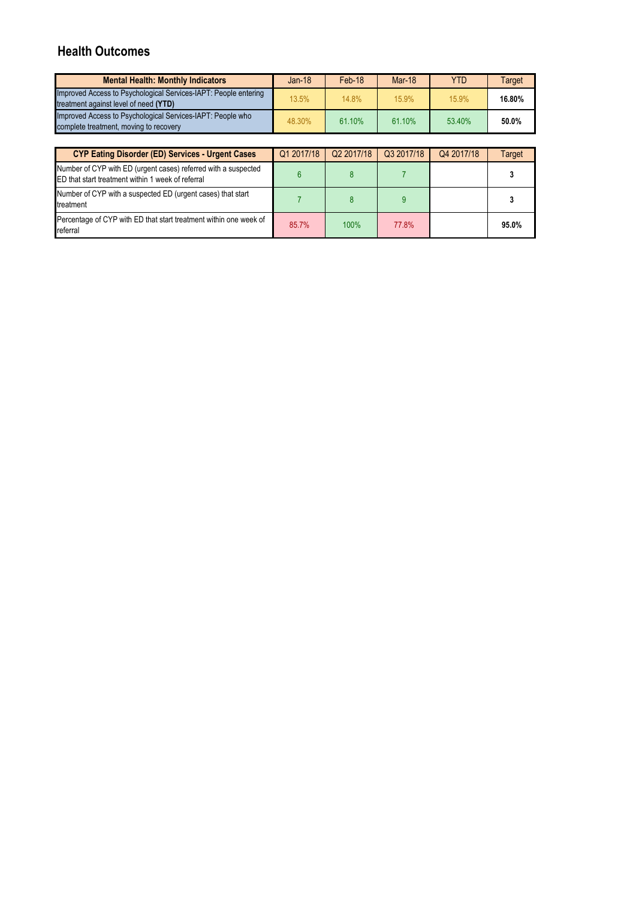## Health Outcomes

| Mental Health: Monthly Indicators | Jan-18 | Feb-18 | Mar-18 | YTD | Target |
|---|---|---|---|---|---|
| Improved Access to Psychological Services-IAPT: People entering treatment against level of need **(YTD)** | 13.5% | 14.8% | 15.9% | 15.9% | **16.80%** |
| Improved Access to Psychological Services-IAPT: People who complete treatment, moving to recovery | 48.30% | 61.10% | 61.10% | 53.40% | **50.0%** |

| CYP Eating Disorder (ED) Services - Urgent Cases | Q1 2017/18 | Q2 2017/18 | Q3 2017/18 | Q4 2017/18 | Target |
|---|---|---|---|---|---|
| Number of CYP with ED (urgent cases) referred with a suspected ED that start treatment within 1 week of referral | 6 | 8 | 7 | | **3** |
| Number of CYP with a suspected ED (urgent cases) that start treatment | 7 | 8 | 9 | | **3** |
| Percentage of CYP with ED that start treatment within one week of referral | 85.7% | 100% | 77.8% | | **95.0%** |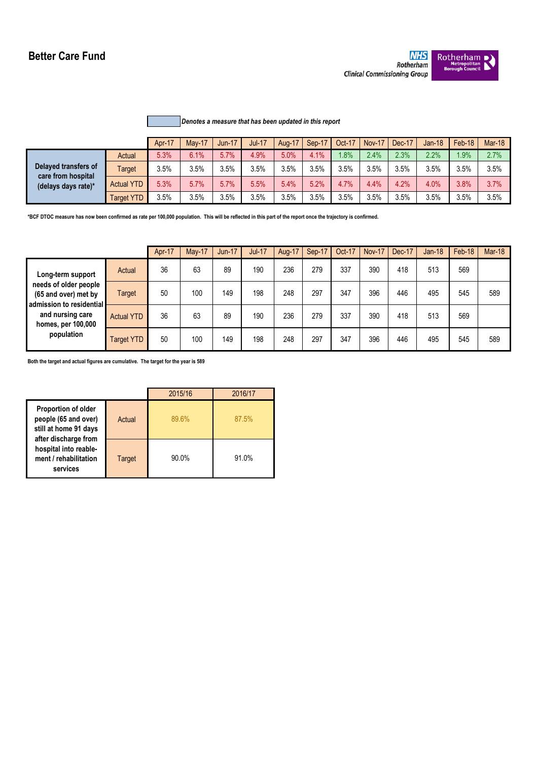# Better Care Fund

NHS Rotherham Clinical Commissioning Group | Rotherham Metropolitan Borough Council

*Denotes a measure that has been updated in this report*

| | | Apr-17 | May-17 | Jun-17 | Jul-17 | Aug-17 | Sep-17 | Oct-17 | Nov-17 | Dec-17 | Jan-18 | Feb-18 | Mar-18 |
|---|---|---|---|---|---|---|---|---|---|---|---|---|---|
| **Delayed transfers of care from hospital (delays days rate)*** | Actual | 5.3% | 6.1% | 5.7% | 4.9% | 5.0% | 4.1% | 1.8% | 2.4% | 2.3% | 2.2% | 1.9% | 2.7% |
| | Target | 3.5% | 3.5% | 3.5% | 3.5% | 3.5% | 3.5% | 3.5% | 3.5% | 3.5% | 3.5% | 3.5% | 3.5% |
| | Actual YTD | 5.3% | 5.7% | 5.7% | 5.5% | 5.4% | 5.2% | 4.7% | 4.4% | 4.2% | 4.0% | 3.8% | 3.7% |
| | Target YTD | 3.5% | 3.5% | 3.5% | 3.5% | 3.5% | 3.5% | 3.5% | 3.5% | 3.5% | 3.5% | 3.5% | 3.5% |

***BCF DTOC measure has now been confirmed as rate per 100,000 population. This will be reflected in this part of the report once the trajectory is confirmed.**

| | | Apr-17 | May-17 | Jun-17 | Jul-17 | Aug-17 | Sep-17 | Oct-17 | Nov-17 | Dec-17 | Jan-18 | Feb-18 | Mar-18 |
|---|---|---|---|---|---|---|---|---|---|---|---|---|---|
| **Long-term support needs of older people (65 and over) met by admission to residential and nursing care homes, per 100,000 population** | Actual | 36 | 63 | 89 | 190 | 236 | 279 | 337 | 390 | 418 | 513 | 569 | |
| | Target | 50 | 100 | 149 | 198 | 248 | 297 | 347 | 396 | 446 | 495 | 545 | 589 |
| | Actual YTD | 36 | 63 | 89 | 190 | 236 | 279 | 337 | 390 | 418 | 513 | 569 | |
| | Target YTD | 50 | 100 | 149 | 198 | 248 | 297 | 347 | 396 | 446 | 495 | 545 | 589 |

**Both the target and actual figures are cumulative. The target for the year is 589**

| | | 2015/16 | 2016/17 |
|---|---|---|---|
| **Proportion of older people (65 and over) still at home 91 days after discharge from hospital into reable-ment / rehabilitation services** | Actual | 89.6% | 87.5% |
| | Target | 90.0% | 91.0% |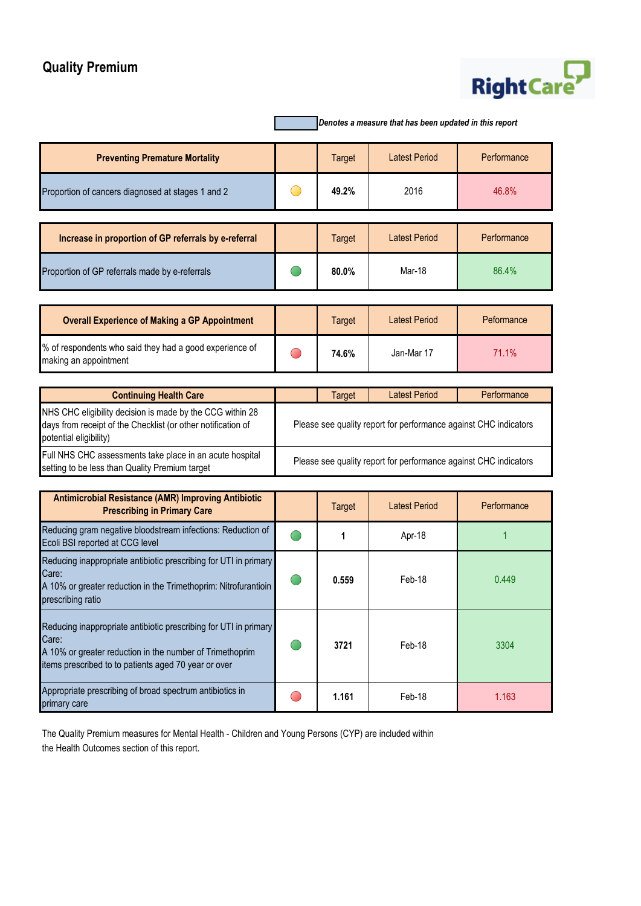# Quality Premium

RightCare

*Denotes a measure that has been updated in this report*

| Preventing Premature Mortality | | Target | Latest Period | Performance |
|---|---|---|---|---|
| Proportion of cancers diagnosed at stages 1 and 2 | Amber | **49.2%** | 2016 | 46.8% |

| Increase in proportion of GP referrals by e-referral | | Target | Latest Period | Performance |
|---|---|---|---|---|
| Proportion of GP referrals made by e-referrals | Green | **80.0%** | Mar-18 | 86.4% |

| Overall Experience of Making a GP Appointment | | Target | Latest Period | Peformance |
|---|---|---|---|---|
| % of respondents who said they had a good experience of making an appointment | Red | **74.6%** | Jan-Mar 17 | 71.1% |

| Continuing Health Care | | Target | Latest Period | Performance |
|---|---|---|---|---|
| NHS CHC eligibility decision is made by the CCG within 28 days from receipt of the Checklist (or other notification of potential eligibility) | Please see quality report for performance against CHC indicators | | | |
| Full NHS CHC assessments take place in an acute hospital setting to be less than Quality Premium target | Please see quality report for performance against CHC indicators | | | |

| Antimicrobial Resistance (AMR) Improving Antibiotic Prescribing in Primary Care | | Target | Latest Period | Performance |
|---|---|---|---|---|
| Reducing gram negative bloodstream infections: Reduction of Ecoli BSI reported at CCG level | Green | **1** | Apr-18 | 1 |
| Reducing inappropriate antibiotic prescribing for UTI in primary Care: A 10% or greater reduction in the Trimethoprim: Nitrofurantioin prescribing ratio | Green | **0.559** | Feb-18 | 0.449 |
| Reducing inappropriate antibiotic prescribing for UTI in primary Care: A 10% or greater reduction in the number of Trimethoprim items prescribed to to patients aged 70 year or over | Green | **3721** | Feb-18 | 3304 |
| Appropriate prescribing of broad spectrum antibiotics in primary care | Red | **1.161** | Feb-18 | 1.163 |

The Quality Premium measures for Mental Health - Children and Young Persons (CYP) are included within the Health Outcomes section of this report.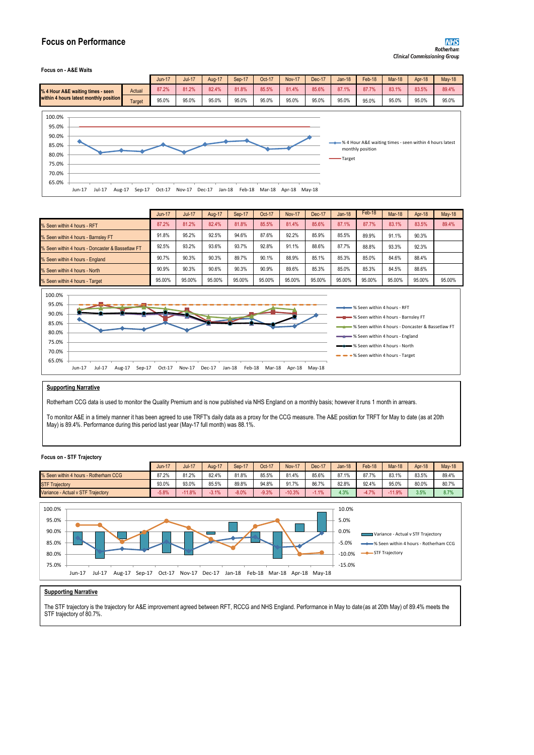# Focus on Performance

NHS Rotherham Clinical Commissioning Group

**Focus on - A&E Waits**

| % 4 Hour A&E waiting times - seen within 4 hours latest monthly position | | Jun-17 | Jul-17 | Aug-17 | Sep-17 | Oct-17 | Nov-17 | Dec-17 | Jan-18 | Feb-18 | Mar-18 | Apr-18 | May-18 |
|---|---|---|---|---|---|---|---|---|---|---|---|---|---|
| | Actual | 87.2% | 81.2% | 82.4% | 81.8% | 85.5% | 81.4% | 85.6% | 87.1% | 87.7% | 83.1% | 83.5% | 89.4% |
| | Target | 95.0% | 95.0% | 95.0% | 95.0% | 95.0% | 95.0% | 95.0% | 95.0% | 95.0% | 95.0% | 95.0% | 95.0% |

| | Jun-17 | Jul-17 | Aug-17 | Sep-17 | Oct-17 | Nov-17 | Dec-17 | Jan-18 | Feb-18 | Mar-18 | Apr-18 | May-18 |
|---|---|---|---|---|---|---|---|---|---|---|---|---|
| % Seen within 4 hours - RFT | 87.2% | 81.2% | 82.4% | 81.8% | 85.5% | 81.4% | 85.6% | 87.1% | 87.7% | 83.1% | 83.5% | 89.4% |
| % Seen within 4 hours - Barnsley FT | 91.8% | 95.2% | 92.5% | 94.6% | 87.6% | 92.2% | 85.9% | 85.5% | 89.9% | 91.1% | 90.3% | |
| % Seen within 4 hours - Doncaster & Bassetlaw FT | 92.5% | 93.2% | 93.6% | 93.7% | 92.8% | 91.1% | 88.6% | 87.7% | 88.8% | 93.3% | 92.3% | |
| % Seen within 4 hours - England | 90.7% | 90.3% | 90.3% | 89.7% | 90.1% | 88.9% | 85.1% | 85.3% | 85.0% | 84.6% | 88.4% | |
| % Seen within 4 hours - North | 90.9% | 90.3% | 90.6% | 90.3% | 90.9% | 89.6% | 85.3% | 85.0% | 85.3% | 84.5% | 88.6% | |
| % Seen within 4 hours - Target | 95.00% | 95.00% | 95.00% | 95.00% | 95.00% | 95.00% | 95.00% | 95.00% | 95.00% | 95.00% | 95.00% | 95.00% |

**Supporting Narrative**

Rotherham CCG data is used to monitor the Quality Premium and is now published via NHS England on a monthly basis; however it runs 1 month in arrears.

To monitor A&E in a timely manner it has been agreed to use TRFT's daily data as a proxy for the CCG measure. The A&E position for TRFT for May to date (as at 20th May) is 89.4%. Performance during this period last year (May-17 full month) was 88.1%.

**Focus on - STF Trajectory**

| | Jun-17 | Jul-17 | Aug-17 | Sep-17 | Oct-17 | Nov-17 | Dec-17 | Jan-18 | Feb-18 | Mar-18 | Apr-18 | May-18 |
|---|---|---|---|---|---|---|---|---|---|---|---|---|
| % Seen within 4 hours - Rotherham CCG | 87.2% | 81.2% | 82.4% | 81.8% | 85.5% | 81.4% | 85.6% | 87.1% | 87.7% | 83.1% | 83.5% | 89.4% |
| STF Trajectory | 93.0% | 93.0% | 85.5% | 89.8% | 94.8% | 91.7% | 86.7% | 82.8% | 92.4% | 95.0% | 80.0% | 80.7% |
| Variance - Actual v STF Trajectory | -5.8% | -11.8% | -3.1% | -8.0% | -9.3% | -10.3% | -1.1% | 4.3% | -4.7% | -11.9% | 3.5% | 8.7% |

**Supporting Narrative**

The STF trajectory is the trajectory for A&E improvement agreed between RFT, RCCG and NHS England. Performance in May to date (as at 20th May) of 89.4% meets the STF trajectory of 80.7%.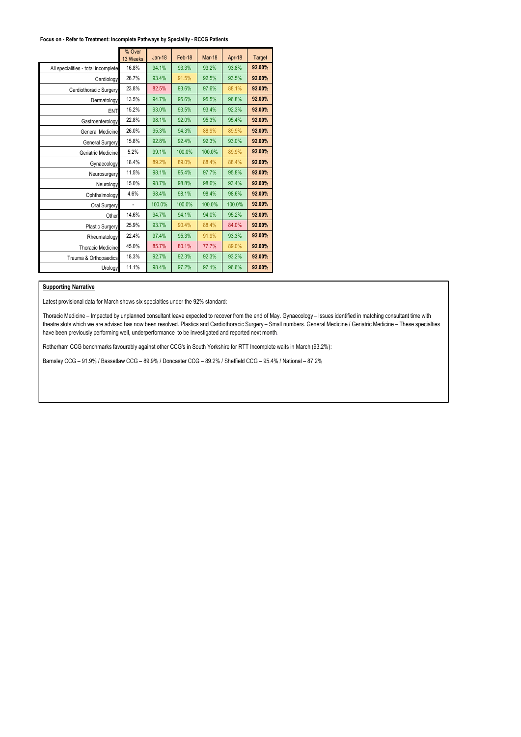**Focus on - Refer to Treatment: Incomplete Pathways by Speciality - RCCG Patients**

| | % Over 13 Weeks | Jan-18 | Feb-18 | Mar-18 | Apr-18 | Target |
|---|---|---|---|---|---|---|
| All specialities - total incomplete | 16.8% | 94.1% | 93.3% | 93.2% | 93.8% | **92.00%** |
| Cardiology | 26.7% | 93.4% | 91.5% | 92.5% | 93.5% | **92.00%** |
| Cardiothoracic Surgery | 23.8% | 82.5% | 93.6% | 97.6% | 88.1% | **92.00%** |
| Dermatology | 13.5% | 94.7% | 95.6% | 95.5% | 96.8% | **92.00%** |
| ENT | 15.2% | 93.0% | 93.5% | 93.4% | 92.3% | **92.00%** |
| Gastroenterology | 22.8% | 98.1% | 92.0% | 95.3% | 95.4% | **92.00%** |
| General Medicine | 26.0% | 95.3% | 94.3% | 88.9% | 89.9% | **92.00%** |
| General Surgery | 15.8% | 92.8% | 92.4% | 92.3% | 93.0% | **92.00%** |
| Geriatric Medicine | 5.2% | 99.1% | 100.0% | 100.0% | 89.9% | **92.00%** |
| Gynaecology | 18.4% | 89.2% | 89.0% | 88.4% | 88.4% | **92.00%** |
| Neurosurgery | 11.5% | 98.1% | 95.4% | 97.7% | 95.8% | **92.00%** |
| Neurology | 15.0% | 98.7% | 98.8% | 98.6% | 93.4% | **92.00%** |
| Ophthalmology | 4.6% | 98.4% | 98.1% | 98.4% | 98.6% | **92.00%** |
| Oral Surgery | - | 100.0% | 100.0% | 100.0% | 100.0% | **92.00%** |
| Other | 14.6% | 94.7% | 94.1% | 94.0% | 95.2% | **92.00%** |
| Plastic Surgery | 25.9% | 93.7% | 90.4% | 88.4% | 84.0% | **92.00%** |
| Rheumatology | 22.4% | 97.4% | 95.3% | 91.9% | 93.3% | **92.00%** |
| Thoracic Medicine | 45.0% | 85.7% | 80.1% | 77.7% | 89.0% | **92.00%** |
| Trauma & Orthopaedics | 18.3% | 92.7% | 92.3% | 92.3% | 93.2% | **92.00%** |
| Urology | 11.1% | 98.4% | 97.2% | 97.1% | 96.6% | **92.00%** |

**Supporting Narrative**

Latest provisional data for March shows six specialties under the 92% standard:

Thoracic Medicine – Impacted by unplanned consultant leave expected to recover from the end of May. Gynaecology – Issues identified in matching consultant time with theatre slots which we are advised has now been resolved. Plastics and Cardiothoracic Surgery – Small numbers. General Medicine / Geriatric Medicine – These specialties have been previously performing well, underperformance to be investigated and reported next month.

Rotherham CCG benchmarks favourably against other CCG's in South Yorkshire for RTT Incomplete waits in March (93.2%):

Barnsley CCG – 91.9% / Bassetlaw CCG – 89.9% / Doncaster CCG – 89.2% / Sheffield CCG – 95.4% / National – 87.2%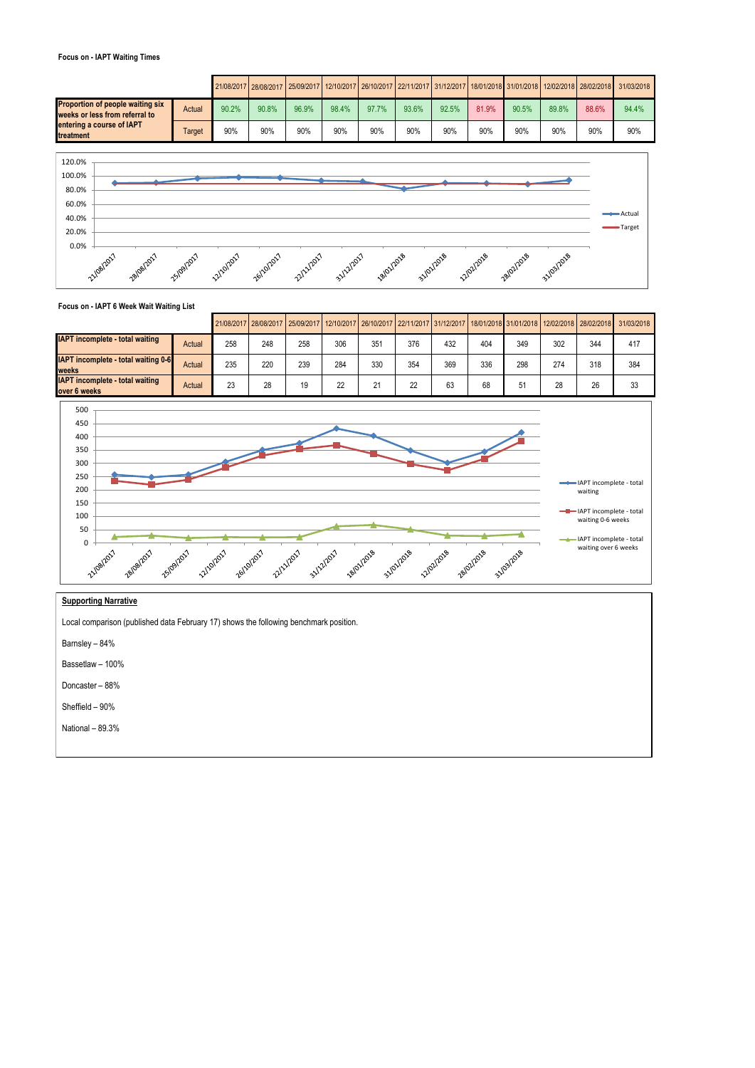**Focus on - IAPT Waiting Times**

| | | 21/08/2017 | 28/08/2017 | 25/09/2017 | 12/10/2017 | 26/10/2017 | 22/11/2017 | 31/12/2017 | 18/01/2018 | 31/01/2018 | 12/02/2018 | 28/02/2018 | 31/03/2018 |
|---|---|---|---|---|---|---|---|---|---|---|---|---|---|
| Proportion of people waiting six weeks or less from referral to entering a course of IAPT treatment | Actual | 90.2% | 90.8% | 96.9% | 98.4% | 97.7% | 93.6% | 92.5% | 81.9% | 90.5% | 89.8% | 88.6% | 94.4% |
| | Target | 90% | 90% | 90% | 90% | 90% | 90% | 90% | 90% | 90% | 90% | 90% | 90% |

**Focus on - IAPT 6 Week Wait Waiting List**

| | | 21/08/2017 | 28/08/2017 | 25/09/2017 | 12/10/2017 | 26/10/2017 | 22/11/2017 | 31/12/2017 | 18/01/2018 | 31/01/2018 | 12/02/2018 | 28/02/2018 | 31/03/2018 |
|---|---|---|---|---|---|---|---|---|---|---|---|---|---|
| IAPT incomplete - total waiting | Actual | 258 | 248 | 258 | 306 | 351 | 376 | 432 | 404 | 349 | 302 | 344 | 417 |
| IAPT incomplete - total waiting 0-6 weeks | Actual | 235 | 220 | 239 | 284 | 330 | 354 | 369 | 336 | 298 | 274 | 318 | 384 |
| IAPT incomplete - total waiting over 6 weeks | Actual | 23 | 28 | 19 | 22 | 21 | 22 | 63 | 68 | 51 | 28 | 26 | 33 |

**Supporting Narrative**

Local comparison (published data February 17) shows the following benchmark position.

Barnsley – 84%

Bassetlaw – 100%

Doncaster – 88%

Sheffield – 90%

National – 89.3%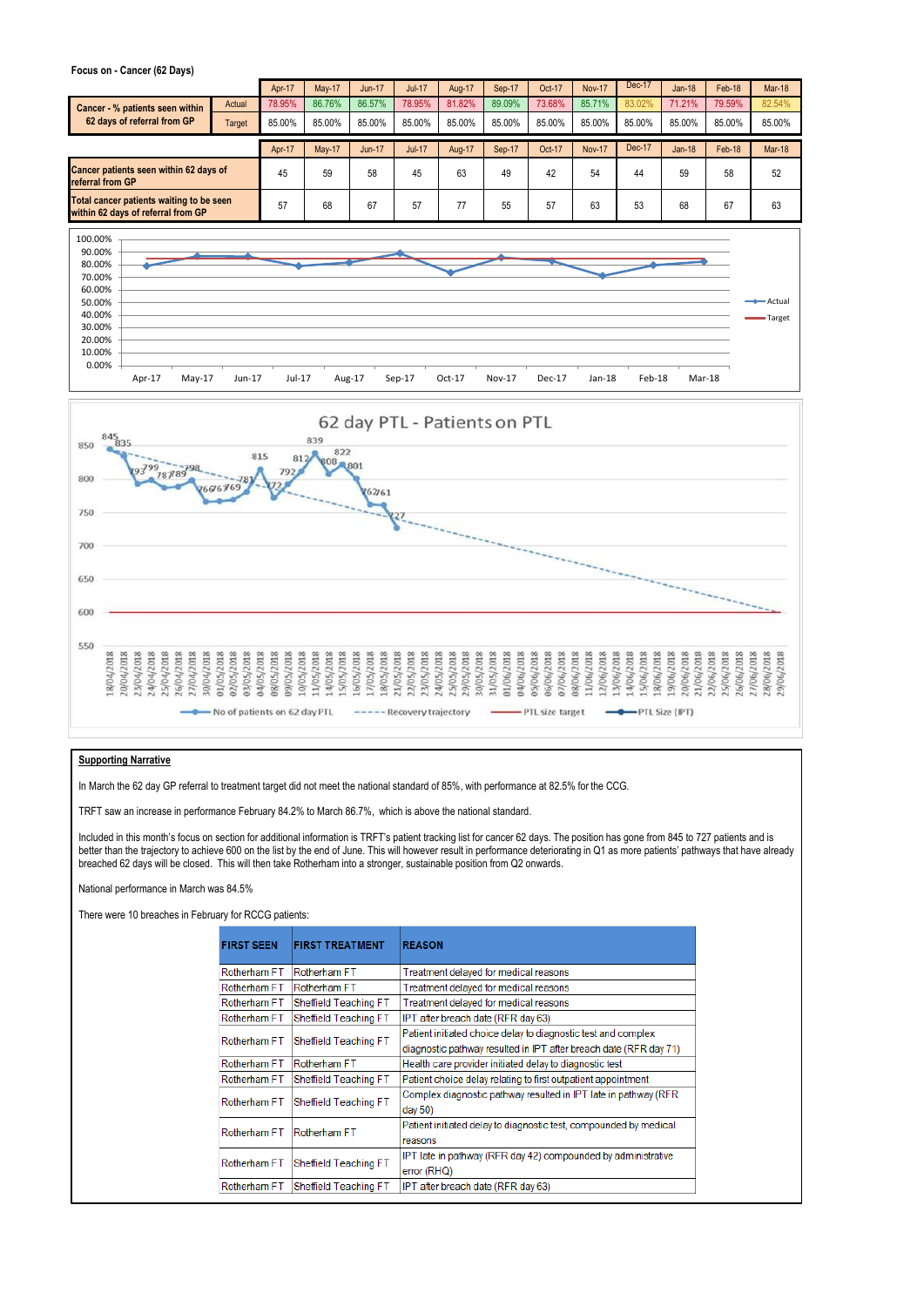**Focus on - Cancer (62 Days)**

| | | Apr-17 | May-17 | Jun-17 | Jul-17 | Aug-17 | Sep-17 | Oct-17 | Nov-17 | Dec-17 | Jan-18 | Feb-18 | Mar-18 |
|---|---|---|---|---|---|---|---|---|---|---|---|---|---|
| **Cancer - % patients seen within 62 days of referral from GP** | Actual | 78.95% | 86.76% | 86.57% | 78.95% | 81.82% | 89.09% | 73.68% | 85.71% | 83.02% | 71.21% | 79.59% | 82.54% |
| | Target | 85.00% | 85.00% | 85.00% | 85.00% | 85.00% | 85.00% | 85.00% | 85.00% | 85.00% | 85.00% | 85.00% | 85.00% |

| | Apr-17 | May-17 | Jun-17 | Jul-17 | Aug-17 | Sep-17 | Oct-17 | Nov-17 | Dec-17 | Jan-18 | Feb-18 | Mar-18 |
|---|---|---|---|---|---|---|---|---|---|---|---|---|
| **Cancer patients seen within 62 days of referral from GP** | 45 | 59 | 58 | 45 | 63 | 49 | 42 | 54 | 44 | 59 | 58 | 52 |
| **Total cancer patients waiting to be seen within 62 days of referral from GP** | 57 | 68 | 67 | 57 | 77 | 55 | 57 | 63 | 53 | 68 | 67 | 63 |

**Supporting Narrative**

In March the 62 day GP referral to treatment target did not meet the national standard of 85%, with performance at 82.5% for the CCG.

TRFT saw an increase in performance February 84.2% to March 86.7%, which is above the national standard.

Included in this month's focus on section for additional information is TRFT's patient tracking list for cancer 62 days. The position has gone from 845 to 727 patients and is better than the trajectory to achieve 600 on the list by the end of June. This will however result in performance deteriorating in Q1 as more patients' pathways that have already breached 62 days will be closed. This will then take Rotherham into a stronger, sustainable position from Q2 onwards.

National performance in March was 84.5%

There were 10 breaches in February for RCCG patients:

| FIRST SEEN | FIRST TREATMENT | REASON |
|---|---|---|
| Rotherham FT | Rotherham FT | Treatment delayed for medical reasons |
| Rotherham FT | Rotherham FT | Treatment delayed for medical reasons |
| Rotherham FT | Sheffield Teaching FT | Treatment delayed for medical reasons |
| Rotherham FT | Sheffield Teaching FT | IPT after breach date (RFR day 63) |
| Rotherham FT | Sheffield Teaching FT | Patient initiated choice delay to diagnostic test and complex diagnostic pathway resulted in IPT after breach date (RFR day 71) |
| Rotherham FT | Rotherham FT | Health care provider initiated delay to diagnostic test |
| Rotherham FT | Sheffield Teaching FT | Patient choice delay relating to first outpatient appointment |
| Rotherham FT | Sheffield Teaching FT | Complex diagnostic pathway resulted in IPT late in pathway (RFR day 50) |
| Rotherham FT | Rotherham FT | Patient initiated delay to diagnostic test, compounded by medical reasons |
| Rotherham FT | Sheffield Teaching FT | IPT late in pathway (RFR day 42) compounded by administrative error (RHQ) |
| Rotherham FT | Sheffield Teaching FT | IPT after breach date (RFR day 63) |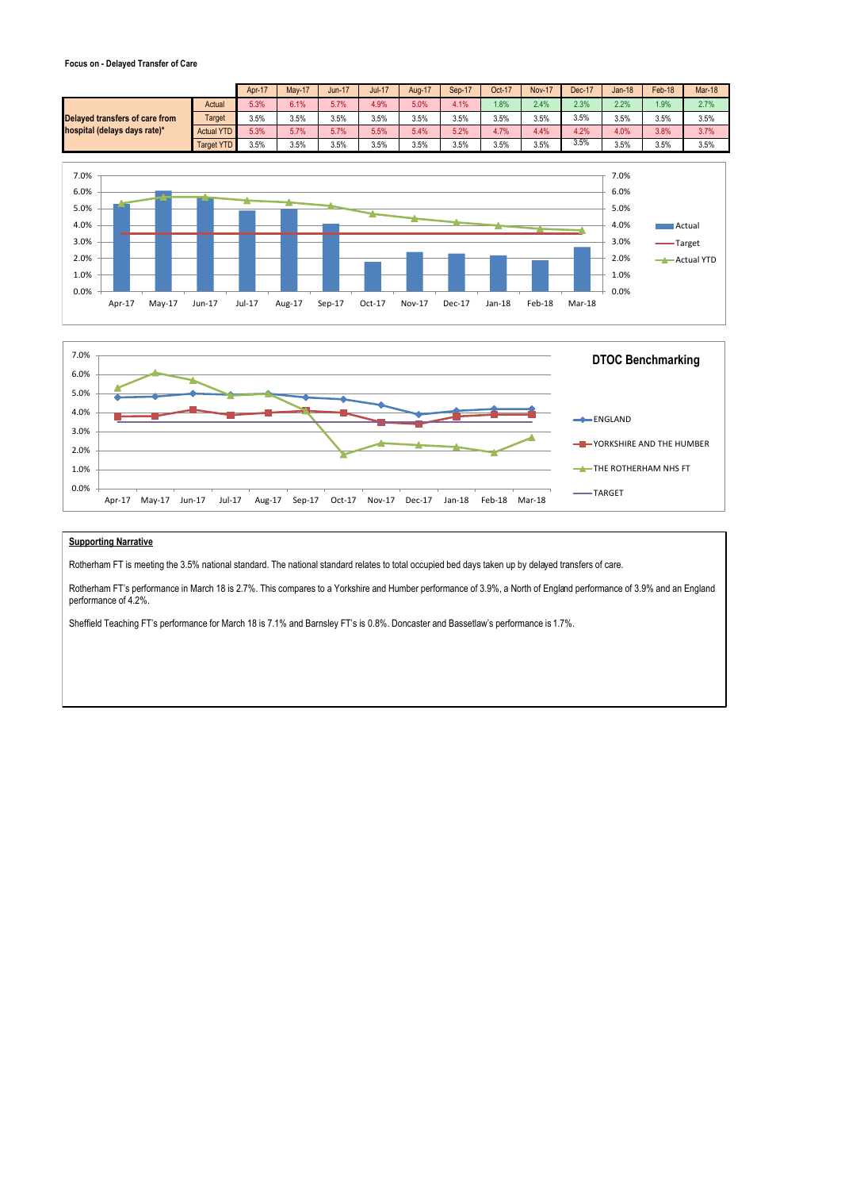**Focus on - Delayed Transfer of Care**

| | | Apr-17 | May-17 | Jun-17 | Jul-17 | Aug-17 | Sep-17 | Oct-17 | Nov-17 | Dec-17 | Jan-18 | Feb-18 | Mar-18 |
|---|---|---|---|---|---|---|---|---|---|---|---|---|---|
| **Delayed transfers of care from hospital (delays days rate)*** | Actual | 5.3% | 6.1% | 5.7% | 4.9% | 5.0% | 4.1% | 1.8% | 2.4% | 2.3% | 2.2% | 1.9% | 2.7% |
| | Target | 3.5% | 3.5% | 3.5% | 3.5% | 3.5% | 3.5% | 3.5% | 3.5% | 3.5% | 3.5% | 3.5% | 3.5% |
| | Actual YTD | 5.3% | 5.7% | 5.7% | 5.5% | 5.4% | 5.2% | 4.7% | 4.4% | 4.2% | 4.0% | 3.8% | 3.7% |
| | Target YTD | 3.5% | 3.5% | 3.5% | 3.5% | 3.5% | 3.5% | 3.5% | 3.5% | 3.5% | 3.5% | 3.5% | 3.5% |

**DTOC Benchmarking**

**Supporting Narrative**

Rotherham FT is meeting the 3.5% national standard. The national standard relates to total occupied bed days taken up by delayed transfers of care.

Rotherham FT's performance in March 18 is 2.7%. This compares to a Yorkshire and Humber performance of 3.9%, a North of England performance of 3.9% and an England performance of 4.2%.

Sheffield Teaching FT's performance for March 18 is 7.1% and Barnsley FT's is 0.8%. Doncaster and Bassetlaw's performance is 1.7%.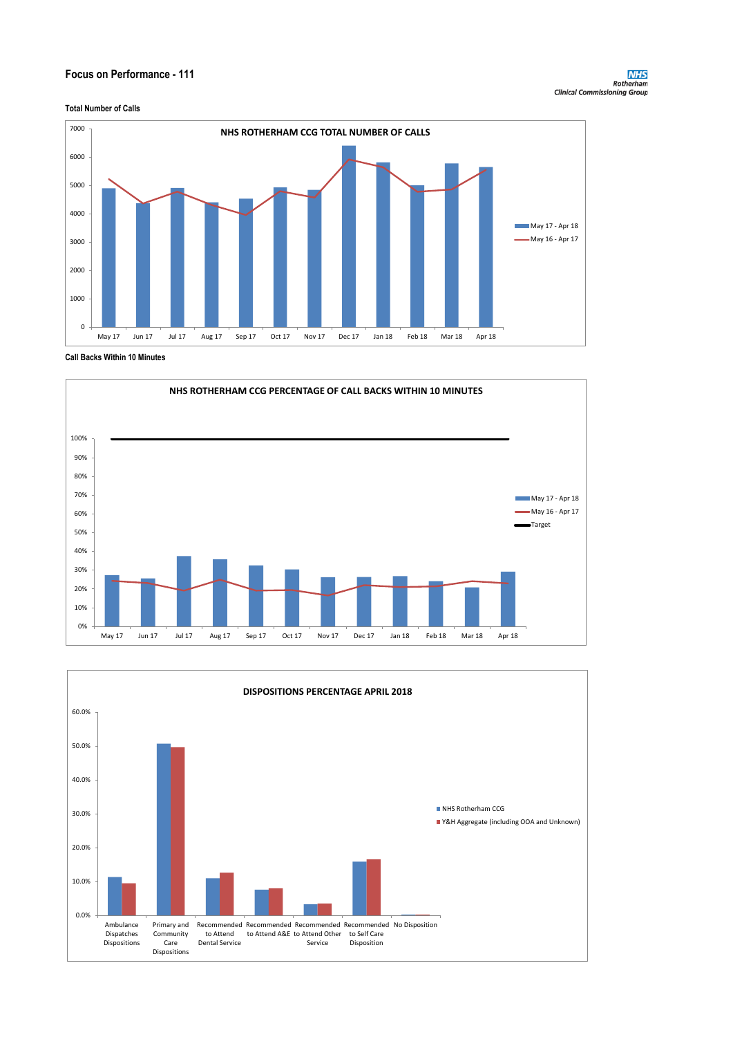# Focus on Performance - 111

**NHS Rotherham Clinical Commissioning Group**

**Total Number of Calls**

**NHS ROTHERHAM CCG TOTAL NUMBER OF CALLS**

Legend: May 17 - Apr 18; May 16 - Apr 17

Months: May 17, Jun 17, Jul 17, Aug 17, Sep 17, Oct 17, Nov 17, Dec 17, Jan 18, Feb 18, Mar 18, Apr 18

**Call Backs Within 10 Minutes**

**NHS ROTHERHAM CCG PERCENTAGE OF CALL BACKS WITHIN 10 MINUTES**

Legend: May 17 - Apr 18; May 16 - Apr 17; Target

Months: May 17, Jun 17, Jul 17, Aug 17, Sep 17, Oct 17, Nov 17, Dec 17, Jan 18, Feb 18, Mar 18, Apr 18

**DISPOSITIONS PERCENTAGE APRIL 2018**

Legend: NHS Rotherham CCG; Y&H Aggregate (including OOA and Unknown)

Categories: Ambulance Dispatches Dispositions; Primary and Community Care Dispositions; Recommended to Attend Dental Service; Recommended to Attend A&E; Recommended to Attend Other Service; Recommended to Self Care Disposition; No Disposition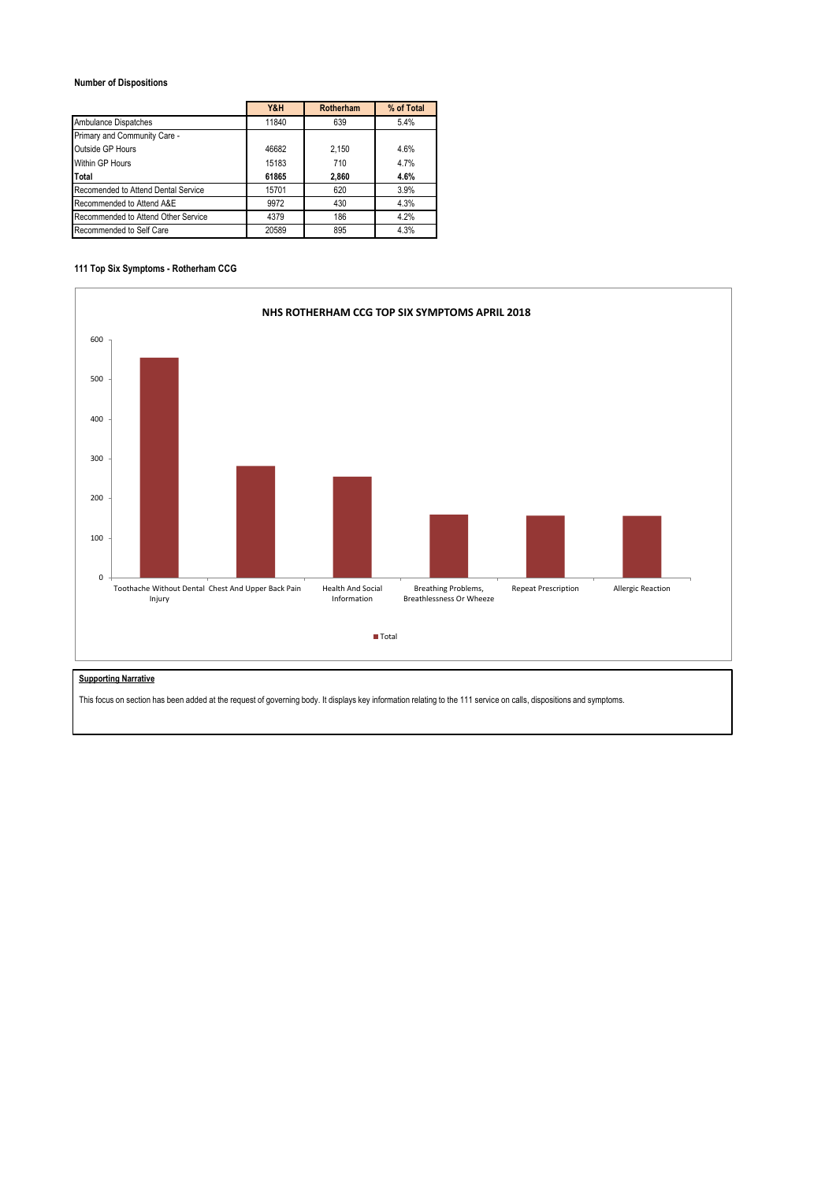**Number of Dispositions**

| | Y&H | Rotherham | % of Total |
|---|---|---|---|
| Ambulance Dispatches | 11840 | 639 | 5.4% |
| Primary and Community Care - | | | |
| Outside GP Hours | 46682 | 2,150 | 4.6% |
| Within GP Hours | 15183 | 710 | 4.7% |
| **Total** | **61865** | **2,860** | **4.6%** |
| Recomended to Attend Dental Service | 15701 | 620 | 3.9% |
| Recommended to Attend A&E | 9972 | 430 | 4.3% |
| Recommended to Attend Other Service | 4379 | 186 | 4.2% |
| Recommended to Self Care | 20589 | 895 | 4.3% |

**111 Top Six Symptoms - Rotherham CCG**

NHS ROTHERHAM CCG TOP SIX SYMPTOMS APRIL 2018

600
500
400
300
200
100
0

Toothache Without Dental Injury
Chest And Upper Back Pain
Health And Social Information
Breathing Problems, Breathlessness Or Wheeze
Repeat Prescription
Allergic Reaction

Total

**Supporting Narrative**

This focus on section has been added at the request of governing body. It displays key information relating to the 111 service on calls, dispositions and symptoms.